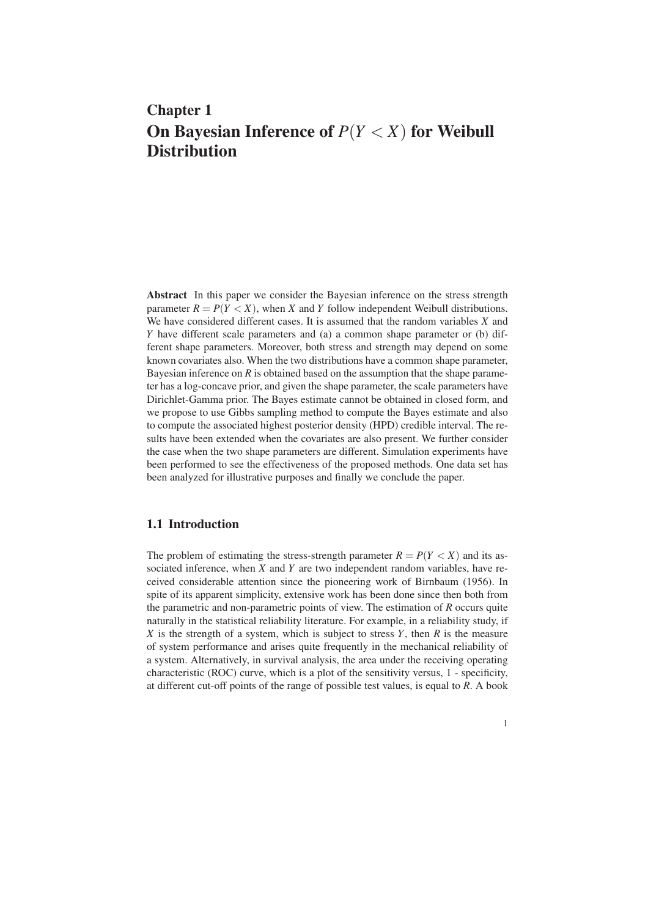# Chapter 1
# On Bayesian Inference of $P(Y < X)$ for Weibull Distribution

**Abstract** In this paper we consider the Bayesian inference on the stress strength parameter $R = P(Y < X)$, when $X$ and $Y$ follow independent Weibull distributions. We have considered different cases. It is assumed that the random variables $X$ and $Y$ have different scale parameters and (a) a common shape parameter or (b) different shape parameters. Moreover, both stress and strength may depend on some known covariates also. When the two distributions have a common shape parameter, Bayesian inference on $R$ is obtained based on the assumption that the shape parameter has a log-concave prior, and given the shape parameter, the scale parameters have Dirichlet-Gamma prior. The Bayes estimate cannot be obtained in closed form, and we propose to use Gibbs sampling method to compute the Bayes estimate and also to compute the associated highest posterior density (HPD) credible interval. The results have been extended when the covariates are also present. We further consider the case when the two shape parameters are different. Simulation experiments have been performed to see the effectiveness of the proposed methods. One data set has been analyzed for illustrative purposes and finally we conclude the paper.

## 1.1 Introduction

The problem of estimating the stress-strength parameter $R = P(Y < X)$ and its associated inference, when $X$ and $Y$ are two independent random variables, have received considerable attention since the pioneering work of Birnbaum (1956). In spite of its apparent simplicity, extensive work has been done since then both from the parametric and non-parametric points of view. The estimation of $R$ occurs quite naturally in the statistical reliability literature. For example, in a reliability study, if $X$ is the strength of a system, which is subject to stress $Y$, then $R$ is the measure of system performance and arises quite frequently in the mechanical reliability of a system. Alternatively, in survival analysis, the area under the receiving operating characteristic (ROC) curve, which is a plot of the sensitivity versus, 1 - specificity, at different cut-off points of the range of possible test values, is equal to $R$. A book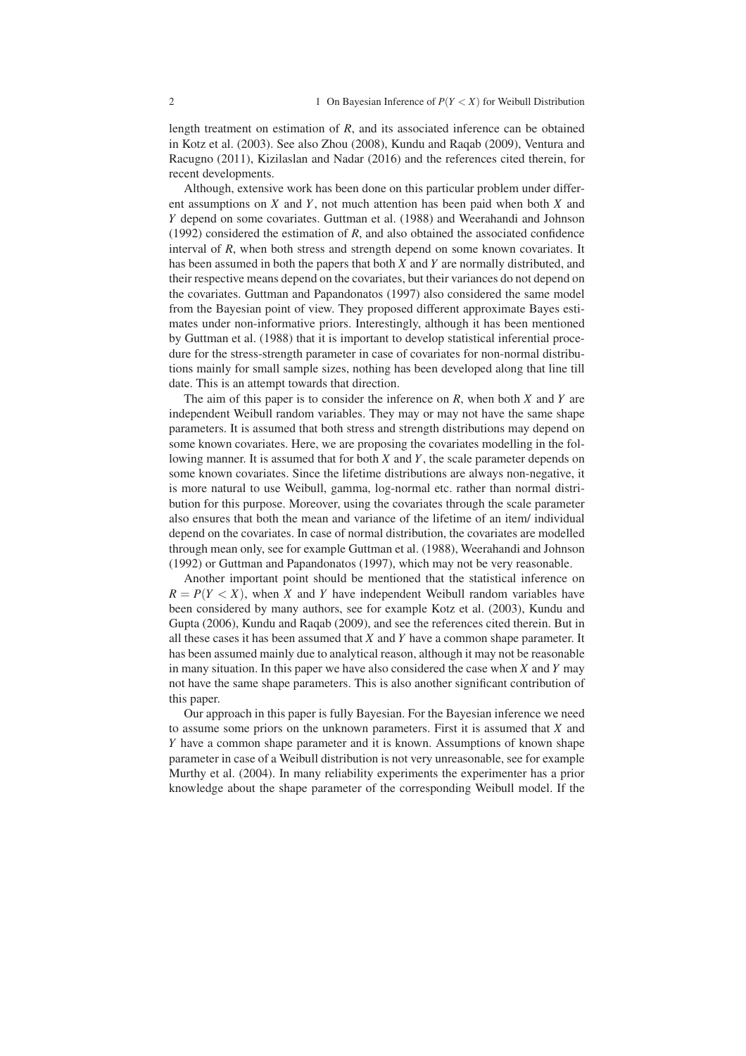length treatment on estimation of $R$, and its associated inference can be obtained in Kotz et al. (2003). See also Zhou (2008), Kundu and Raqab (2009), Ventura and Racugno (2011), Kizilaslan and Nadar (2016) and the references cited therein, for recent developments.

Although, extensive work has been done on this particular problem under different assumptions on $X$ and $Y$, not much attention has been paid when both $X$ and $Y$ depend on some covariates. Guttman et al. (1988) and Weerahandi and Johnson (1992) considered the estimation of $R$, and also obtained the associated confidence interval of $R$, when both stress and strength depend on some known covariates. It has been assumed in both the papers that both $X$ and $Y$ are normally distributed, and their respective means depend on the covariates, but their variances do not depend on the covariates. Guttman and Papandonatos (1997) also considered the same model from the Bayesian point of view. They proposed different approximate Bayes estimates under non-informative priors. Interestingly, although it has been mentioned by Guttman et al. (1988) that it is important to develop statistical inferential procedure for the stress-strength parameter in case of covariates for non-normal distributions mainly for small sample sizes, nothing has been developed along that line till date. This is an attempt towards that direction.

The aim of this paper is to consider the inference on $R$, when both $X$ and $Y$ are independent Weibull random variables. They may or may not have the same shape parameters. It is assumed that both stress and strength distributions may depend on some known covariates. Here, we are proposing the covariates modelling in the following manner. It is assumed that for both $X$ and $Y$, the scale parameter depends on some known covariates. Since the lifetime distributions are always non-negative, it is more natural to use Weibull, gamma, log-normal etc. rather than normal distribution for this purpose. Moreover, using the covariates through the scale parameter also ensures that both the mean and variance of the lifetime of an item/ individual depend on the covariates. In case of normal distribution, the covariates are modelled through mean only, see for example Guttman et al. (1988), Weerahandi and Johnson (1992) or Guttman and Papandonatos (1997), which may not be very reasonable.

Another important point should be mentioned that the statistical inference on $R = P(Y < X)$, when $X$ and $Y$ have independent Weibull random variables have been considered by many authors, see for example Kotz et al. (2003), Kundu and Gupta (2006), Kundu and Raqab (2009), and see the references cited therein. But in all these cases it has been assumed that $X$ and $Y$ have a common shape parameter. It has been assumed mainly due to analytical reason, although it may not be reasonable in many situation. In this paper we have also considered the case when $X$ and $Y$ may not have the same shape parameters. This is also another significant contribution of this paper.

Our approach in this paper is fully Bayesian. For the Bayesian inference we need to assume some priors on the unknown parameters. First it is assumed that $X$ and $Y$ have a common shape parameter and it is known. Assumptions of known shape parameter in case of a Weibull distribution is not very unreasonable, see for example Murthy et al. (2004). In many reliability experiments the experimenter has a prior knowledge about the shape parameter of the corresponding Weibull model. If the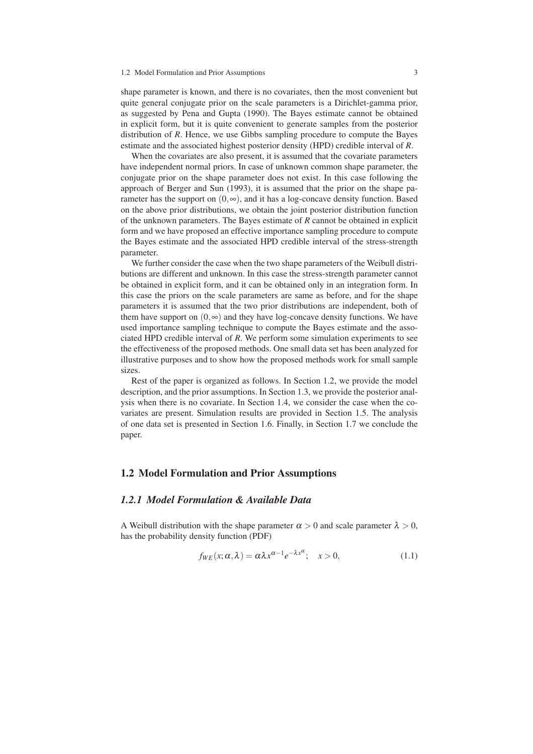shape parameter is known, and there is no covariates, then the most convenient but quite general conjugate prior on the scale parameters is a Dirichlet-gamma prior, as suggested by Pena and Gupta (1990). The Bayes estimate cannot be obtained in explicit form, but it is quite convenient to generate samples from the posterior distribution of $R$. Hence, we use Gibbs sampling procedure to compute the Bayes estimate and the associated highest posterior density (HPD) credible interval of $R$.

When the covariates are also present, it is assumed that the covariate parameters have independent normal priors. In case of unknown common shape parameter, the conjugate prior on the shape parameter does not exist. In this case following the approach of Berger and Sun (1993), it is assumed that the prior on the shape parameter has the support on $(0,\infty)$, and it has a log-concave density function. Based on the above prior distributions, we obtain the joint posterior distribution function of the unknown parameters. The Bayes estimate of $R$ cannot be obtained in explicit form and we have proposed an effective importance sampling procedure to compute the Bayes estimate and the associated HPD credible interval of the stress-strength parameter.

We further consider the case when the two shape parameters of the Weibull distributions are different and unknown. In this case the stress-strength parameter cannot be obtained in explicit form, and it can be obtained only in an integration form. In this case the priors on the scale parameters are same as before, and for the shape parameters it is assumed that the two prior distributions are independent, both of them have support on $(0,\infty)$ and they have log-concave density functions. We have used importance sampling technique to compute the Bayes estimate and the associated HPD credible interval of $R$. We perform some simulation experiments to see the effectiveness of the proposed methods. One small data set has been analyzed for illustrative purposes and to show how the proposed methods work for small sample sizes.

Rest of the paper is organized as follows. In Section 1.2, we provide the model description, and the prior assumptions. In Section 1.3, we provide the posterior analysis when there is no covariate. In Section 1.4, we consider the case when the covariates are present. Simulation results are provided in Section 1.5. The analysis of one data set is presented in Section 1.6. Finally, in Section 1.7 we conclude the paper.

## 1.2 Model Formulation and Prior Assumptions

### *1.2.1 Model Formulation & Available Data*

A Weibull distribution with the shape parameter $\alpha > 0$ and scale parameter $\lambda > 0$, has the probability density function (PDF)

$$f_{WE}(x;\alpha,\lambda) = \alpha\lambda x^{\alpha-1}e^{-\lambda x^{\alpha}}; \quad x > 0, \tag{1.1}$$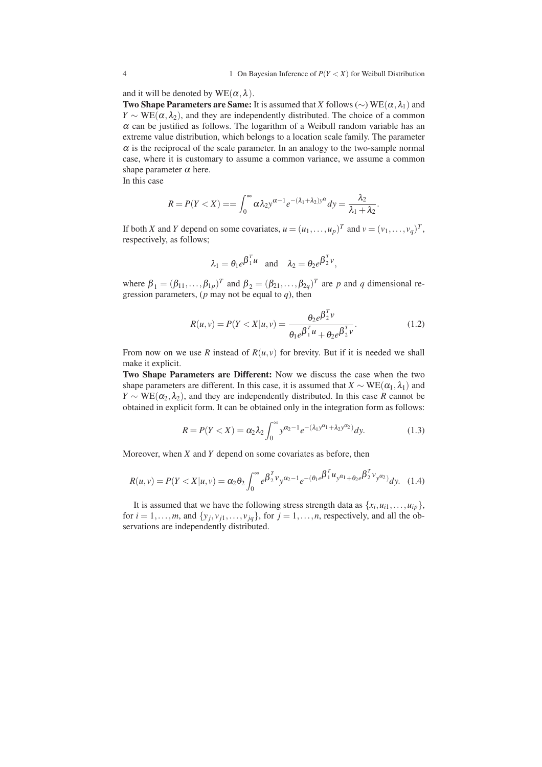and it will be denoted by $\text{WE}(\alpha, \lambda)$.

**Two Shape Parameters are Same:** It is assumed that $X$ follows ($\sim$) $\text{WE}(\alpha, \lambda_1)$ and $Y \sim \text{WE}(\alpha, \lambda_2)$, and they are independently distributed. The choice of a common $\alpha$ can be justified as follows. The logarithm of a Weibull random variable has an extreme value distribution, which belongs to a location scale family. The parameter $\alpha$ is the reciprocal of the scale parameter. In an analogy to the two-sample normal case, where it is customary to assume a common variance, we assume a common shape parameter $\alpha$ here.

In this case

$$R = P(Y < X) == \int_0^\infty \alpha \lambda_2 y^{\alpha - 1} e^{-(\lambda_1 + \lambda_2) y^\alpha} dy = \frac{\lambda_2}{\lambda_1 + \lambda_2}.$$

If both $X$ and $Y$ depend on some covariates, $u = (u_1, \ldots, u_p)^T$ and $v = (v_1, \ldots, v_q)^T$, respectively, as follows;

$$\lambda_1 = \theta_1 e^{\beta_1^T u} \quad \text{and} \quad \lambda_2 = \theta_2 e^{\beta_2^T v},$$

where $\beta_1 = (\beta_{11}, \ldots, \beta_{1p})^T$ and $\beta_2 = (\beta_{21}, \ldots, \beta_{2q})^T$ are $p$ and $q$ dimensional regression parameters, ($p$ may not be equal to $q$), then

$$R(u, v) = P(Y < X | u, v) = \frac{\theta_2 e^{\beta_2^T v}}{\theta_1 e^{\beta_1^T u} + \theta_2 e^{\beta_2^T v}}. \tag{1.2}$$

From now on we use $R$ instead of $R(u, v)$ for brevity. But if it is needed we shall make it explicit.

**Two Shape Parameters are Different:** Now we discuss the case when the two shape parameters are different. In this case, it is assumed that $X \sim \text{WE}(\alpha_1, \lambda_1)$ and $Y \sim \text{WE}(\alpha_2, \lambda_2)$, and they are independently distributed. In this case $R$ cannot be obtained in explicit form. It can be obtained only in the integration form as follows:

$$R = P(Y < X) = \alpha_2 \lambda_2 \int_0^\infty y^{\alpha_2 - 1} e^{-(\lambda_1 y^{\alpha_1} + \lambda_2 y^{\alpha_2})} dy. \tag{1.3}$$

Moreover, when $X$ and $Y$ depend on some covariates as before, then

$$R(u, v) = P(Y < X | u, v) = \alpha_2 \theta_2 \int_0^\infty e^{\beta_2^T v} y^{\alpha_2 - 1} e^{-(\theta_1 e^{\beta_1^T u} y^{\alpha_1} + \theta_2 e^{\beta_2^T v} y^{\alpha_2})} dy. \tag{1.4}$$

It is assumed that we have the following stress strength data as $\{x_i, u_{i1}, \ldots, u_{ip}\}$, for $i = 1, \ldots, m$, and $\{y_j, v_{j1}, \ldots, v_{jq}\}$, for $j = 1, \ldots, n$, respectively, and all the observations are independently distributed.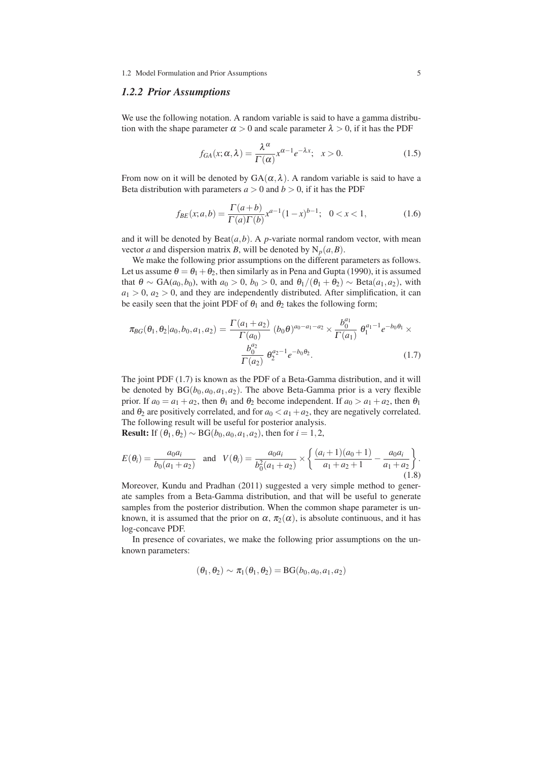### 1.2.2 Prior Assumptions

We use the following notation. A random variable is said to have a gamma distribution with the shape parameter $\alpha > 0$ and scale parameter $\lambda > 0$, if it has the PDF

$$f_{GA}(x;\alpha,\lambda) = \frac{\lambda^{\alpha}}{\Gamma(\alpha)} x^{\alpha-1} e^{-\lambda x}; \quad x > 0. \tag{1.5}$$

From now on it will be denoted by $\text{GA}(\alpha,\lambda)$. A random variable is said to have a Beta distribution with parameters $a > 0$ and $b > 0$, if it has the PDF

$$f_{BE}(x;a,b) = \frac{\Gamma(a+b)}{\Gamma(a)\Gamma(b)} x^{a-1}(1-x)^{b-1}; \quad 0 < x < 1, \tag{1.6}$$

and it will be denoted by $\text{Beat}(a,b)$. A $p$-variate normal random vector, with mean vector $a$ and dispersion matrix $B$, will be denoted by $\text{N}_p(a,B)$.

We make the following prior assumptions on the different parameters as follows. Let us assume $\theta = \theta_1 + \theta_2$, then similarly as in Pena and Gupta (1990), it is assumed that $\theta \sim \text{GA}(a_0,b_0)$, with $a_0 > 0$, $b_0 > 0$, and $\theta_1/(\theta_1+\theta_2) \sim \text{Beta}(a_1,a_2)$, with $a_1 > 0$, $a_2 > 0$, and they are independently distributed. After simplification, it can be easily seen that the joint PDF of $\theta_1$ and $\theta_2$ takes the following form;

$$\pi_{BG}(\theta_1,\theta_2|a_0,b_0,a_1,a_2) = \frac{\Gamma(a_1+a_2)}{\Gamma(a_0)} (b_0\theta)^{a_0-a_1-a_2} \times \frac{b_0^{a_1}}{\Gamma(a_1)}\, \theta_1^{a_1-1} e^{-b_0\theta_1} \times \frac{b_0^{a_2}}{\Gamma(a_2)}\, \theta_2^{a_2-1} e^{-b_0\theta_2}. \tag{1.7}$$

The joint PDF (1.7) is known as the PDF of a Beta-Gamma distribution, and it will be denoted by $\text{BG}(b_0,a_0,a_1,a_2)$. The above Beta-Gamma prior is a very flexible prior. If $a_0 = a_1 + a_2$, then $\theta_1$ and $\theta_2$ become independent. If $a_0 > a_1 + a_2$, then $\theta_1$ and $\theta_2$ are positively correlated, and for $a_0 < a_1 + a_2$, they are negatively correlated. The following result will be useful for posterior analysis.

**Result:** If $(\theta_1,\theta_2) \sim \text{BG}(b_0,a_0,a_1,a_2)$, then for $i = 1,2$,

$$E(\theta_i) = \frac{a_0 a_i}{b_0(a_1+a_2)} \quad \text{and} \quad V(\theta_i) = \frac{a_0 a_i}{b_0^2(a_1+a_2)} \times \left\{ \frac{(a_i+1)(a_0+1)}{a_1+a_2+1} - \frac{a_0 a_i}{a_1+a_2} \right\}. \tag{1.8}$$

Moreover, Kundu and Pradhan (2011) suggested a very simple method to generate samples from a Beta-Gamma distribution, and that will be useful to generate samples from the posterior distribution. When the common shape parameter is unknown, it is assumed that the prior on $\alpha$, $\pi_2(\alpha)$, is absolute continuous, and it has log-concave PDF.

In presence of covariates, we make the following prior assumptions on the unknown parameters:

$$(\theta_1,\theta_2) \sim \pi_1(\theta_1,\theta_2) = \text{BG}(b_0,a_0,a_1,a_2)$$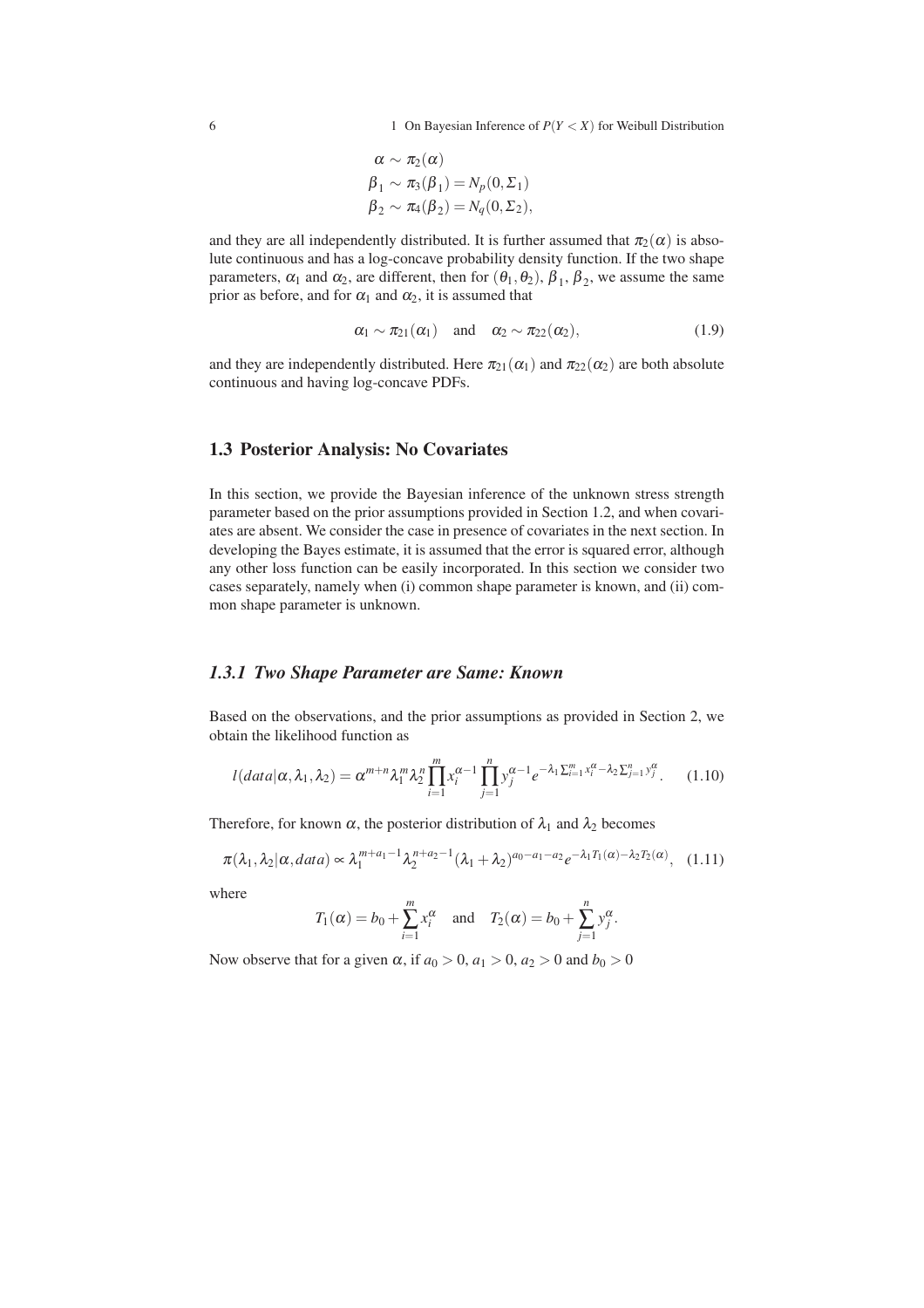$$
\begin{aligned}
\alpha &\sim \pi_2(\alpha) \\
\beta_1 &\sim \pi_3(\beta_1) = N_p(0, \Sigma_1) \\
\beta_2 &\sim \pi_4(\beta_2) = N_q(0, \Sigma_2),
\end{aligned}
$$

and they are all independently distributed. It is further assumed that $\pi_2(\alpha)$ is absolute continuous and has a log-concave probability density function. If the two shape parameters, $\alpha_1$ and $\alpha_2$, are different, then for $(\theta_1, \theta_2)$, $\beta_1$, $\beta_2$, we assume the same prior as before, and for $\alpha_1$ and $\alpha_2$, it is assumed that

$$
\alpha_1 \sim \pi_{21}(\alpha_1) \quad \text{and} \quad \alpha_2 \sim \pi_{22}(\alpha_2), \tag{1.9}
$$

and they are independently distributed. Here $\pi_{21}(\alpha_1)$ and $\pi_{22}(\alpha_2)$ are both absolute continuous and having log-concave PDFs.

## 1.3 Posterior Analysis: No Covariates

In this section, we provide the Bayesian inference of the unknown stress strength parameter based on the prior assumptions provided in Section 1.2, and when covariates are absent. We consider the case in presence of covariates in the next section. In developing the Bayes estimate, it is assumed that the error is squared error, although any other loss function can be easily incorporated. In this section we consider two cases separately, namely when (i) common shape parameter is known, and (ii) common shape parameter is unknown.

### *1.3.1 Two Shape Parameter are Same: Known*

Based on the observations, and the prior assumptions as provided in Section 2, we obtain the likelihood function as

$$
l(data|\alpha, \lambda_1, \lambda_2) = \alpha^{m+n} \lambda_1^m \lambda_2^n \prod_{i=1}^{m} x_i^{\alpha-1} \prod_{j=1}^{n} y_j^{\alpha-1} e^{-\lambda_1 \sum_{i=1}^{m} x_i^{\alpha} - \lambda_2 \sum_{j=1}^{n} y_j^{\alpha}}. \tag{1.10}
$$

Therefore, for known $\alpha$, the posterior distribution of $\lambda_1$ and $\lambda_2$ becomes

$$
\pi(\lambda_1, \lambda_2 | \alpha, data) \propto \lambda_1^{m+a_1-1} \lambda_2^{n+a_2-1} (\lambda_1 + \lambda_2)^{a_0 - a_1 - a_2} e^{-\lambda_1 T_1(\alpha) - \lambda_2 T_2(\alpha)}, \tag{1.11}
$$

where

$$
T_1(\alpha) = b_0 + \sum_{i=1}^{m} x_i^{\alpha} \quad \text{and} \quad T_2(\alpha) = b_0 + \sum_{j=1}^{n} y_j^{\alpha}.
$$

Now observe that for a given $\alpha$, if $a_0 > 0$, $a_1 > 0$, $a_2 > 0$ and $b_0 > 0$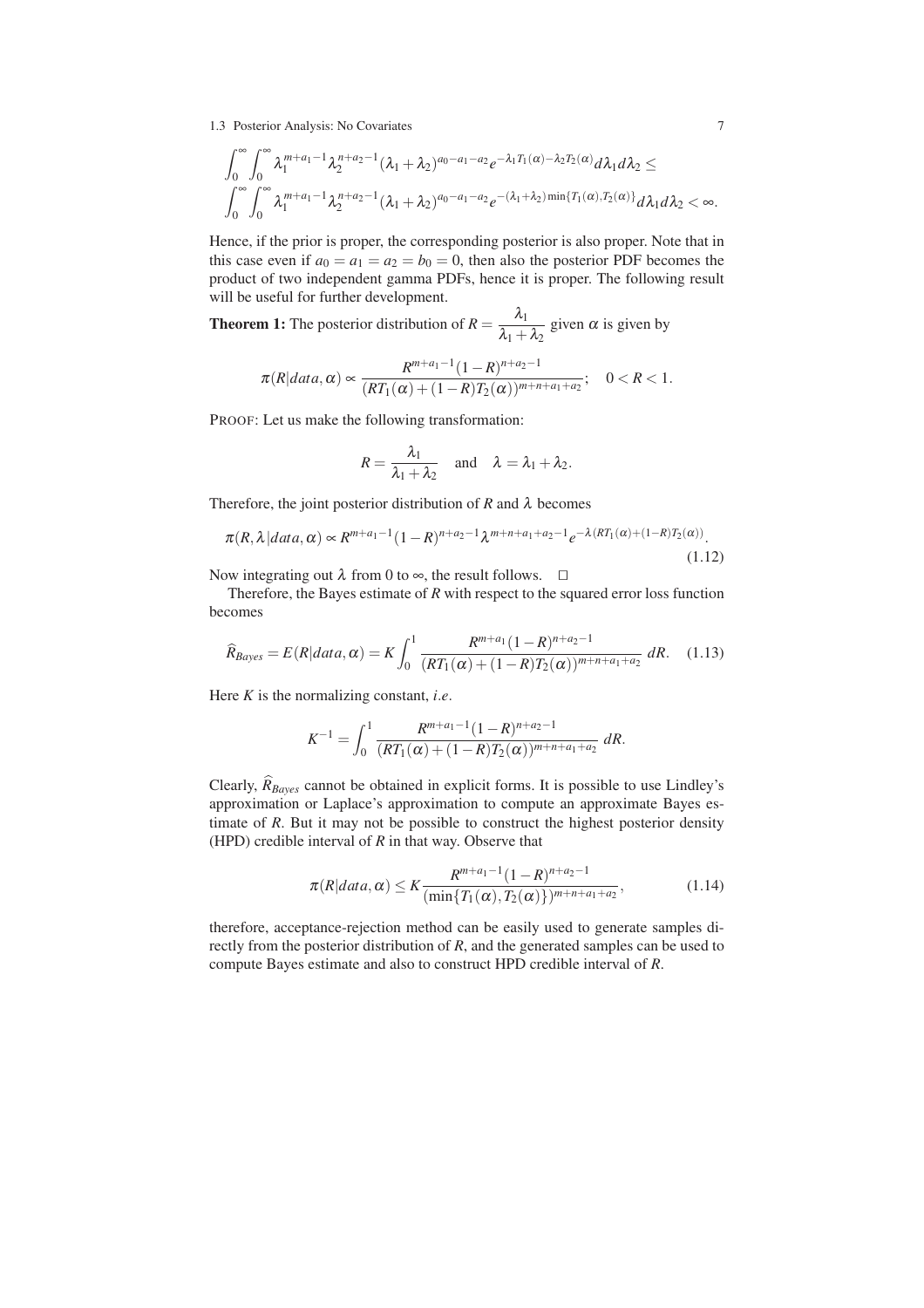$$\int_0^\infty \int_0^\infty \lambda_1^{m+a_1-1} \lambda_2^{n+a_2-1} (\lambda_1+\lambda_2)^{a_0-a_1-a_2} e^{-\lambda_1 T_1(\alpha) - \lambda_2 T_2(\alpha)} d\lambda_1 d\lambda_2 \le$$
$$\int_0^\infty \int_0^\infty \lambda_1^{m+a_1-1} \lambda_2^{n+a_2-1} (\lambda_1+\lambda_2)^{a_0-a_1-a_2} e^{-(\lambda_1+\lambda_2)\min\{T_1(\alpha),T_2(\alpha)\}} d\lambda_1 d\lambda_2 < \infty.$$

Hence, if the prior is proper, the corresponding posterior is also proper. Note that in this case even if $a_0 = a_1 = a_2 = b_0 = 0$, then also the posterior PDF becomes the product of two independent gamma PDFs, hence it is proper. The following result will be useful for further development.

**Theorem 1:** The posterior distribution of $R = \dfrac{\lambda_1}{\lambda_1+\lambda_2}$ given $\alpha$ is given by

$$\pi(R|data,\alpha) \propto \frac{R^{m+a_1-1}(1-R)^{n+a_2-1}}{(RT_1(\alpha)+(1-R)T_2(\alpha))^{m+n+a_1+a_2}}; \quad 0 < R < 1.$$

PROOF: Let us make the following transformation:

$$R = \frac{\lambda_1}{\lambda_1+\lambda_2} \quad \text{and} \quad \lambda = \lambda_1 + \lambda_2.$$

Therefore, the joint posterior distribution of $R$ and $\lambda$ becomes

$$\pi(R,\lambda|data,\alpha) \propto R^{m+a_1-1}(1-R)^{n+a_2-1}\lambda^{m+n+a_1+a_2-1}e^{-\lambda(RT_1(\alpha)+(1-R)T_2(\alpha))}. \tag{1.12}$$

Now integrating out $\lambda$ from 0 to $\infty$, the result follows. $\square$

Therefore, the Bayes estimate of $R$ with respect to the squared error loss function becomes

$$\widehat{R}_{Bayes} = E(R|data,\alpha) = K\int_0^1 \frac{R^{m+a_1}(1-R)^{n+a_2-1}}{(RT_1(\alpha)+(1-R)T_2(\alpha))^{m+n+a_1+a_2}}\,dR. \tag{1.13}$$

Here $K$ is the normalizing constant, *i.e*.

$$K^{-1} = \int_0^1 \frac{R^{m+a_1-1}(1-R)^{n+a_2-1}}{(RT_1(\alpha)+(1-R)T_2(\alpha))^{m+n+a_1+a_2}}\,dR.$$

Clearly, $\widehat{R}_{Bayes}$ cannot be obtained in explicit forms. It is possible to use Lindley's approximation or Laplace's approximation to compute an approximate Bayes estimate of $R$. But it may not be possible to construct the highest posterior density (HPD) credible interval of $R$ in that way. Observe that

$$\pi(R|data,\alpha) \le K\frac{R^{m+a_1-1}(1-R)^{n+a_2-1}}{(\min\{T_1(\alpha),T_2(\alpha)\})^{m+n+a_1+a_2}}, \tag{1.14}$$

therefore, acceptance-rejection method can be easily used to generate samples directly from the posterior distribution of $R$, and the generated samples can be used to compute Bayes estimate and also to construct HPD credible interval of $R$.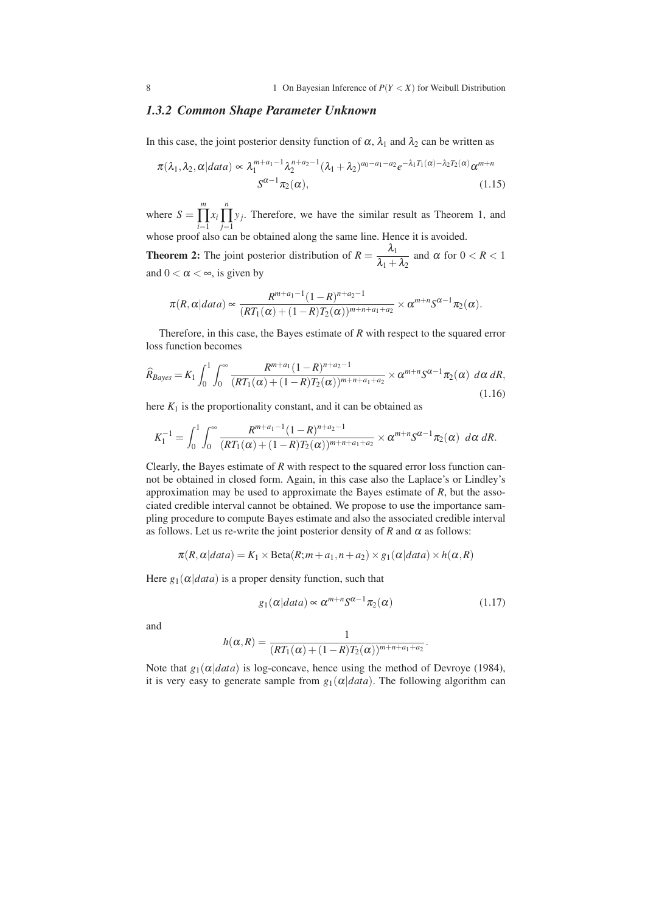### 1.3.2 Common Shape Parameter Unknown

In this case, the joint posterior density function of $\alpha$, $\lambda_1$ and $\lambda_2$ can be written as

$$\pi(\lambda_1, \lambda_2, \alpha | data) \propto \lambda_1^{m+a_1-1} \lambda_2^{n+a_2-1} (\lambda_1 + \lambda_2)^{a_0 - a_1 - a_2} e^{-\lambda_1 T_1(\alpha) - \lambda_2 T_2(\alpha)} \alpha^{m+n} S^{\alpha - 1} \pi_2(\alpha), \tag{1.15}$$

where $S = \prod_{i=1}^{m} x_i \prod_{j=1}^{n} y_j$. Therefore, we have the similar result as Theorem 1, and whose proof also can be obtained along the same line. Hence it is avoided.

**Theorem 2:** The joint posterior distribution of $R = \frac{\lambda_1}{\lambda_1 + \lambda_2}$ and $\alpha$ for $0 < R < 1$ and $0 < \alpha < \infty$, is given by

$$\pi(R, \alpha | data) \propto \frac{R^{m+a_1-1}(1-R)^{n+a_2-1}}{(RT_1(\alpha) + (1-R)T_2(\alpha))^{m+n+a_1+a_2}} \times \alpha^{m+n} S^{\alpha-1} \pi_2(\alpha).$$

Therefore, in this case, the Bayes estimate of $R$ with respect to the squared error loss function becomes

$$\widehat{R}_{Bayes} = K_1 \int_0^1 \int_0^\infty \frac{R^{m+a_1}(1-R)^{n+a_2-1}}{(RT_1(\alpha) + (1-R)T_2(\alpha))^{m+n+a_1+a_2}} \times \alpha^{m+n} S^{\alpha-1} \pi_2(\alpha) \; d\alpha \, dR, \tag{1.16}$$

here $K_1$ is the proportionality constant, and it can be obtained as

$$K_1^{-1} = \int_0^1 \int_0^\infty \frac{R^{m+a_1-1}(1-R)^{n+a_2-1}}{(RT_1(\alpha) + (1-R)T_2(\alpha))^{m+n+a_1+a_2}} \times \alpha^{m+n} S^{\alpha-1} \pi_2(\alpha) \; d\alpha \, dR.$$

Clearly, the Bayes estimate of $R$ with respect to the squared error loss function cannot be obtained in closed form. Again, in this case also the Laplace's or Lindley's approximation may be used to approximate the Bayes estimate of $R$, but the associated credible interval cannot be obtained. We propose to use the importance sampling procedure to compute Bayes estimate and also the associated credible interval as follows. Let us re-write the joint posterior density of $R$ and $\alpha$ as follows:

$$\pi(R, \alpha | data) = K_1 \times \text{Beta}(R; m + a_1, n + a_2) \times g_1(\alpha | data) \times h(\alpha, R)$$

Here $g_1(\alpha | data)$ is a proper density function, such that

$$g_1(\alpha | data) \propto \alpha^{m+n} S^{\alpha-1} \pi_2(\alpha) \tag{1.17}$$

and

$$h(\alpha, R) = \frac{1}{(RT_1(\alpha) + (1-R)T_2(\alpha))^{m+n+a_1+a_2}}.$$

Note that $g_1(\alpha | data)$ is log-concave, hence using the method of Devroye (1984), it is very easy to generate sample from $g_1(\alpha | data)$. The following algorithm can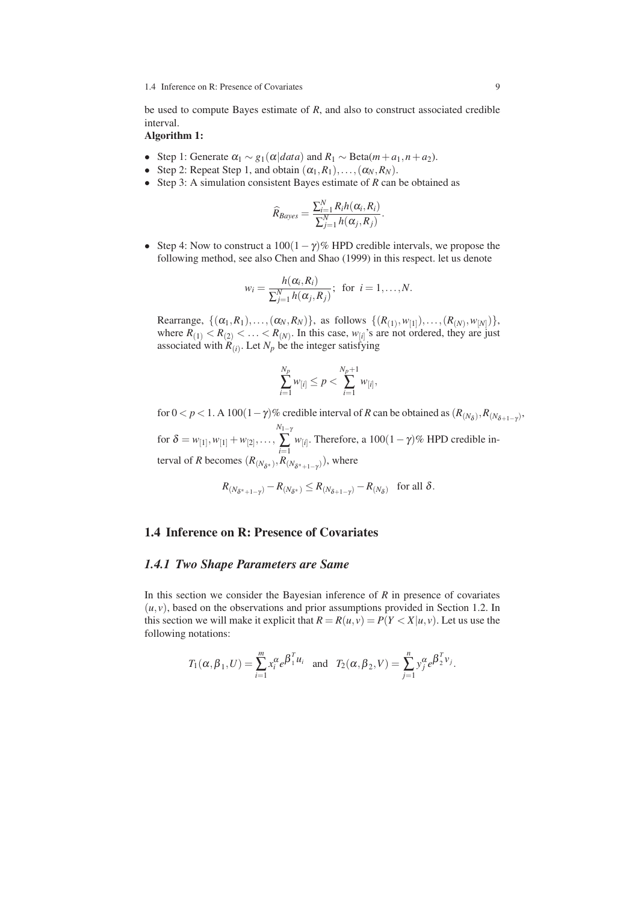be used to compute Bayes estimate of $R$, and also to construct associated credible interval.

**Algorithm 1:**

- Step 1: Generate $\alpha_1 \sim g_1(\alpha|data)$ and $R_1 \sim \text{Beta}(m+a_1, n+a_2)$.
- Step 2: Repeat Step 1, and obtain $(\alpha_1, R_1), \ldots, (\alpha_N, R_N)$.
- Step 3: A simulation consistent Bayes estimate of $R$ can be obtained as

$$\widehat{R}_{Bayes} = \frac{\sum_{i=1}^{N} R_i h(\alpha_i, R_i)}{\sum_{j=1}^{N} h(\alpha_j, R_j)}.$$

- Step 4: Now to construct a $100(1-\gamma)\%$ HPD credible intervals, we propose the following method, see also Chen and Shao (1999) in this respect. let us denote

$$w_i = \frac{h(\alpha_i, R_i)}{\sum_{j=1}^{N} h(\alpha_j, R_j)}; \text{ for } i = 1, \ldots, N.$$

  Rearrange, $\{(\alpha_1, R_1), \ldots, (\alpha_N, R_N)\}$, as follows $\{(R_{(1)}, w_{[1]}), \ldots, (R_{(N)}, w_{[N]})\}$, where $R_{(1)} < R_{(2)} < \ldots < R_{(N)}$. In this case, $w_{[i]}$'s are not ordered, they are just associated with $R_{(i)}$. Let $N_p$ be the integer satisfying

$$\sum_{i=1}^{N_p} w_{[i]} \le p < \sum_{i=1}^{N_p+1} w_{[i]},$$

  for $0 < p < 1$. A $100(1-\gamma)\%$ credible interval of $R$ can be obtained as $(R_{(N_\delta)}, R_{(N_{\delta+1-\gamma})})$, for $\delta = w_{[1]}, w_{[1]} + w_{[2]}, \ldots, \sum_{i=1}^{N_{1-\gamma}} w_{[i]}$. Therefore, a $100(1-\gamma)\%$ HPD credible interval of $R$ becomes $(R_{(N_{\delta^*})}, R_{(N_{\delta^*+1-\gamma})})$, where

$$R_{(N_{\delta^*+1-\gamma})} - R_{(N_{\delta^*})} \le R_{(N_{\delta+1-\gamma})} - R_{(N_\delta)} \quad \text{for all } \delta.$$

## 1.4 Inference on R: Presence of Covariates

### *1.4.1 Two Shape Parameters are Same*

In this section we consider the Bayesian inference of $R$ in presence of covariates $(u, v)$, based on the observations and prior assumptions provided in Section 1.2. In this section we will make it explicit that $R = R(u, v) = P(Y < X|u, v)$. Let us use the following notations:

$$T_1(\alpha, \boldsymbol{\beta}_1, U) = \sum_{i=1}^{m} x_i^{\alpha} e^{\boldsymbol{\beta}_1^T u_i} \quad \text{and} \quad T_2(\alpha, \boldsymbol{\beta}_2, V) = \sum_{j=1}^{n} y_j^{\alpha} e^{\boldsymbol{\beta}_2^T v_j}.$$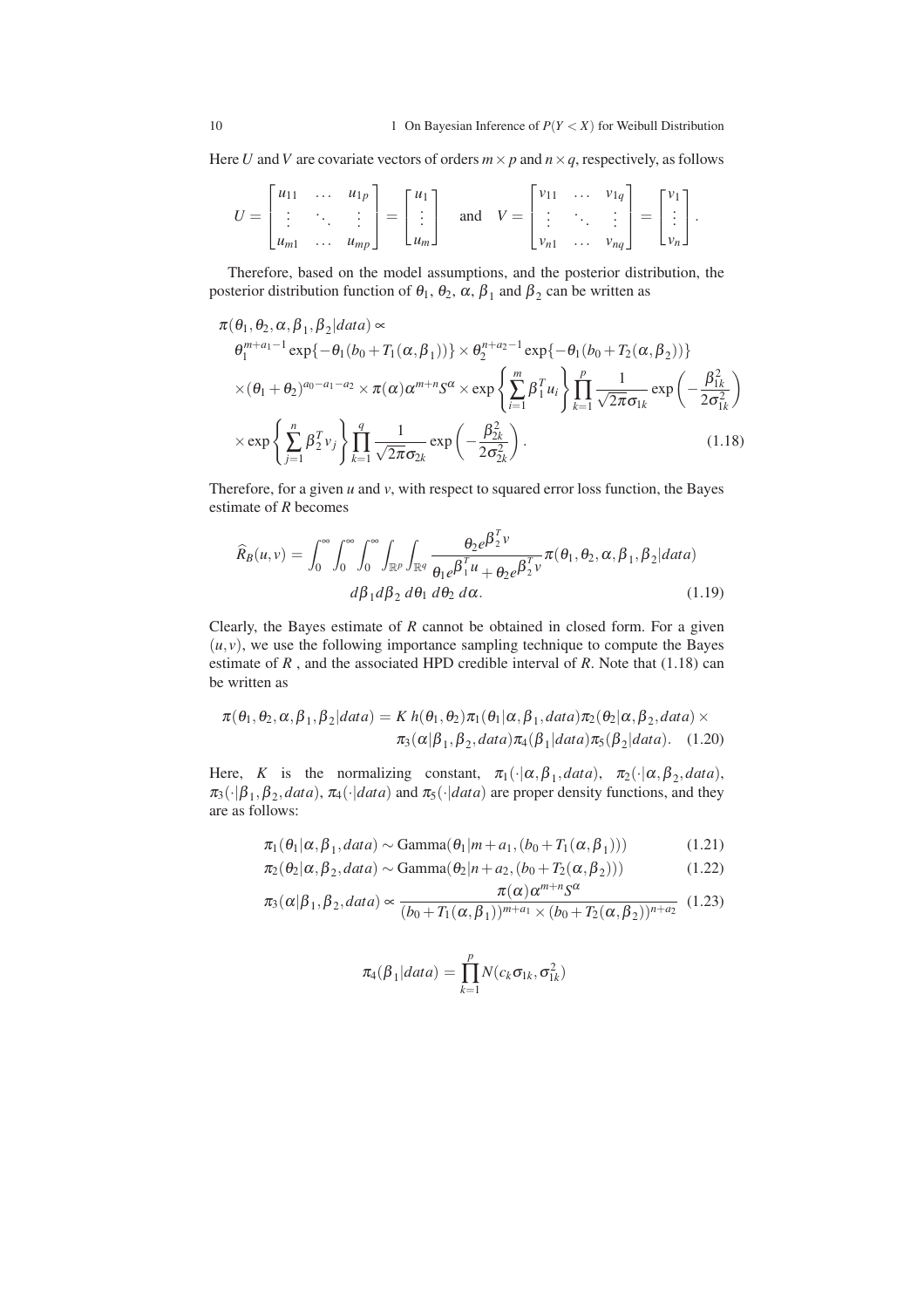Here $U$ and $V$ are covariate vectors of orders $m \times p$ and $n \times q$, respectively, as follows

$$U = \begin{bmatrix} u_{11} & \dots & u_{1p} \\ \vdots & \ddots & \vdots \\ u_{m1} & \dots & u_{mp} \end{bmatrix} = \begin{bmatrix} u_1 \\ \vdots \\ u_m \end{bmatrix} \quad \text{and} \quad V = \begin{bmatrix} v_{11} & \dots & v_{1q} \\ \vdots & \ddots & \vdots \\ v_{n1} & \dots & v_{nq} \end{bmatrix} = \begin{bmatrix} v_1 \\ \vdots \\ v_n \end{bmatrix}.$$

Therefore, based on the model assumptions, and the posterior distribution, the posterior distribution function of $\theta_1$, $\theta_2$, $\alpha$, $\beta_1$ and $\beta_2$ can be written as

$$\begin{aligned}
&\pi(\theta_1, \theta_2, \alpha, \beta_1, \beta_2 | data) \propto \\
&\theta_1^{m+a_1-1} \exp\{-\theta_1(b_0 + T_1(\alpha, \beta_1))\} \times \theta_2^{n+a_2-1} \exp\{-\theta_1(b_0 + T_2(\alpha, \beta_2))\} \\
&\times (\theta_1 + \theta_2)^{a_0 - a_1 - a_2} \times \pi(\alpha) \alpha^{m+n} S^{\alpha} \times \exp\left\{ \sum_{i=1}^{m} \beta_1^T u_i \right\} \prod_{k=1}^{p} \frac{1}{\sqrt{2\pi}\sigma_{1k}} \exp\left( -\frac{\beta_{1k}^2}{2\sigma_{1k}^2} \right) \\
&\times \exp\left\{ \sum_{j=1}^{n} \beta_2^T v_j \right\} \prod_{k=1}^{q} \frac{1}{\sqrt{2\pi}\sigma_{2k}} \exp\left( -\frac{\beta_{2k}^2}{2\sigma_{2k}^2} \right).
\end{aligned} \tag{1.18}$$

Therefore, for a given $u$ and $v$, with respect to squared error loss function, the Bayes estimate of $R$ becomes

$$\widehat{R}_B(u, v) = \int_0^\infty \int_0^\infty \int_0^\infty \int_{\mathbb{R}^p} \int_{\mathbb{R}^q} \frac{\theta_2 e^{\beta_2^T v}}{\theta_1 e^{\beta_1^T u} + \theta_2 e^{\beta_2^T v}} \pi(\theta_1, \theta_2, \alpha, \beta_1, \beta_2 | data) \, d\beta_1 d\beta_2 \, d\theta_1 \, d\theta_2 \, d\alpha. \tag{1.19}$$

Clearly, the Bayes estimate of $R$ cannot be obtained in closed form. For a given $(u, v)$, we use the following importance sampling technique to compute the Bayes estimate of $R$ , and the associated HPD credible interval of $R$. Note that (1.18) can be written as

$$\begin{aligned}
\pi(\theta_1, \theta_2, \alpha, \beta_1, \beta_2 | data) = K \, h(\theta_1, \theta_2) \pi_1(\theta_1 | \alpha, \beta_1, data) \pi_2(\theta_2 | \alpha, \beta_2, data) \times \\
\pi_3(\alpha | \beta_1, \beta_2, data) \pi_4(\beta_1 | data) \pi_5(\beta_2 | data).
\end{aligned} \tag{1.20}$$

Here, $K$ is the normalizing constant, $\pi_1(\cdot | \alpha, \beta_1, data)$, $\pi_2(\cdot | \alpha, \beta_2, data)$, $\pi_3(\cdot | \beta_1, \beta_2, data)$, $\pi_4(\cdot | data)$ and $\pi_5(\cdot | data)$ are proper density functions, and they are as follows:

$$\pi_1(\theta_1 | \alpha, \beta_1, data) \sim \text{Gamma}(\theta_1 | m + a_1, (b_0 + T_1(\alpha, \beta_1))) \tag{1.21}$$

$$\pi_2(\theta_2 | \alpha, \beta_2, data) \sim \text{Gamma}(\theta_2 | n + a_2, (b_0 + T_2(\alpha, \beta_2))) \tag{1.22}$$

$$\pi_3(\alpha | \beta_1, \beta_2, data) \propto \frac{\pi(\alpha) \alpha^{m+n} S^{\alpha}}{(b_0 + T_1(\alpha, \beta_1))^{m+a_1} \times (b_0 + T_2(\alpha, \beta_2))^{n+a_2}} \tag{1.23}$$

$$\pi_4(\beta_1 | data) = \prod_{k=1}^{p} N(c_k \sigma_{1k}, \sigma_{1k}^2)$$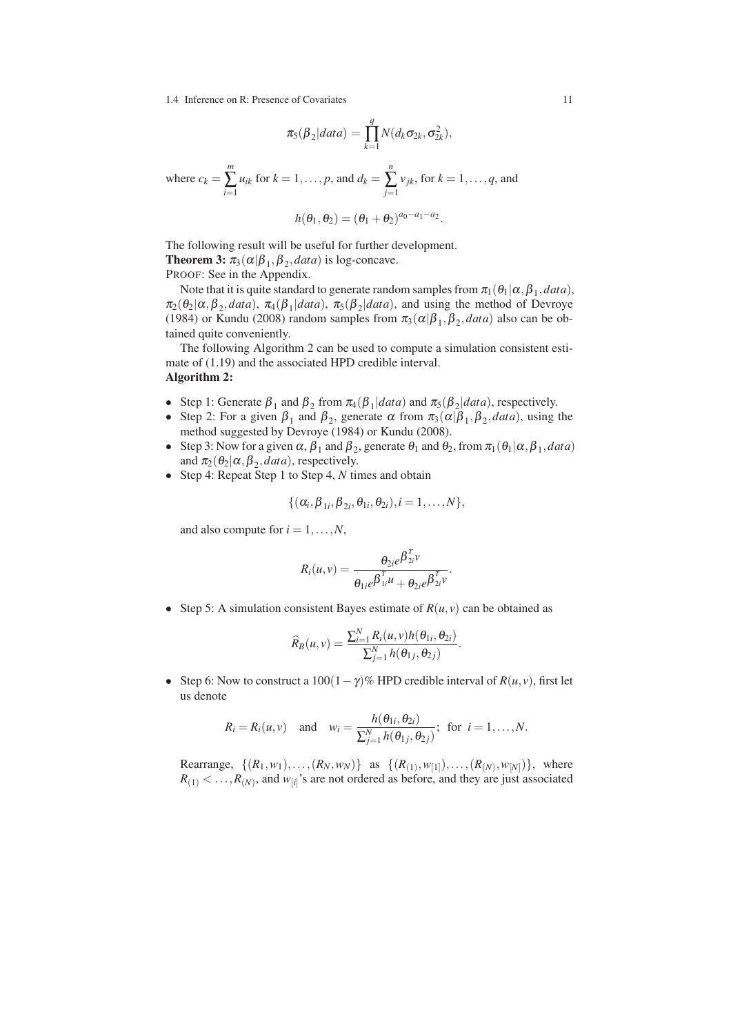$$\pi_5(\beta_2|data) = \prod_{k=1}^{q} N(d_k \sigma_{2k}, \sigma_{2k}^2),$$

where $c_k = \sum_{i=1}^{m} u_{ik}$ for $k = 1, \ldots, p$, and $d_k = \sum_{j=1}^{n} v_{jk}$, for $k = 1, \ldots, q$, and

$$h(\theta_1, \theta_2) = (\theta_1 + \theta_2)^{a_0 - a_1 - a_2}.$$

The following result will be useful for further development.

**Theorem 3:** $\pi_3(\alpha|\beta_1, \beta_2, data)$ is log-concave.

PROOF: See in the Appendix.

Note that it is quite standard to generate random samples from $\pi_1(\theta_1|\alpha, \beta_1, data)$, $\pi_2(\theta_2|\alpha, \beta_2, data)$, $\pi_4(\beta_1|data)$, $\pi_5(\beta_2|data)$, and using the method of Devroye (1984) or Kundu (2008) random samples from $\pi_3(\alpha|\beta_1, \beta_2, data)$ also can be obtained quite conveniently.

The following Algorithm 2 can be used to compute a simulation consistent estimate of (1.19) and the associated HPD credible interval.

**Algorithm 2:**

- Step 1: Generate $\beta_1$ and $\beta_2$ from $\pi_4(\beta_1|data)$ and $\pi_5(\beta_2|data)$, respectively.
- Step 2: For a given $\beta_1$ and $\beta_2$, generate $\alpha$ from $\pi_3(\alpha|\beta_1, \beta_2, data)$, using the method suggested by Devroye (1984) or Kundu (2008).
- Step 3: Now for a given $\alpha$, $\beta_1$ and $\beta_2$, generate $\theta_1$ and $\theta_2$, from $\pi_1(\theta_1|\alpha, \beta_1, data)$ and $\pi_2(\theta_2|\alpha, \beta_2, data)$, respectively.
- Step 4: Repeat Step 1 to Step 4, $N$ times and obtain

  $$\{(\alpha_i, \beta_{1i}, \beta_{2i}, \theta_{1i}, \theta_{2i}), i = 1, \ldots, N\},$$

  and also compute for $i = 1, \ldots, N$,

  $$R_i(u, v) = \frac{\theta_{2i} e^{\beta_{2i}^T v}}{\theta_{1i} e^{\beta_{1i}^T u} + \theta_{2i} e^{\beta_{2i}^T v}}.$$

- Step 5: A simulation consistent Bayes estimate of $R(u, v)$ can be obtained as

  $$\widehat{R}_B(u, v) = \frac{\sum_{i=1}^{N} R_i(u, v) h(\theta_{1i}, \theta_{2i})}{\sum_{j=1}^{N} h(\theta_{1j}, \theta_{2j})}.$$

- Step 6: Now to construct a $100(1 - \gamma)\%$ HPD credible interval of $R(u, v)$, first let us denote

  $$R_i = R_i(u, v) \quad \text{and} \quad w_i = \frac{h(\theta_{1i}, \theta_{2i})}{\sum_{j=1}^{N} h(\theta_{1j}, \theta_{2j})}; \;\; \text{for} \;\; i = 1, \ldots, N.$$

  Rearrange, $\{(R_1, w_1), \ldots, (R_N, w_N)\}$ as $\{(R_{(1)}, w_{[1]}), \ldots, (R_{(N)}, w_{[N]})\}$, where $R_{(1)} < \ldots, R_{(N)}$, and $w_{[i]}$'s are not ordered as before, and they are just associated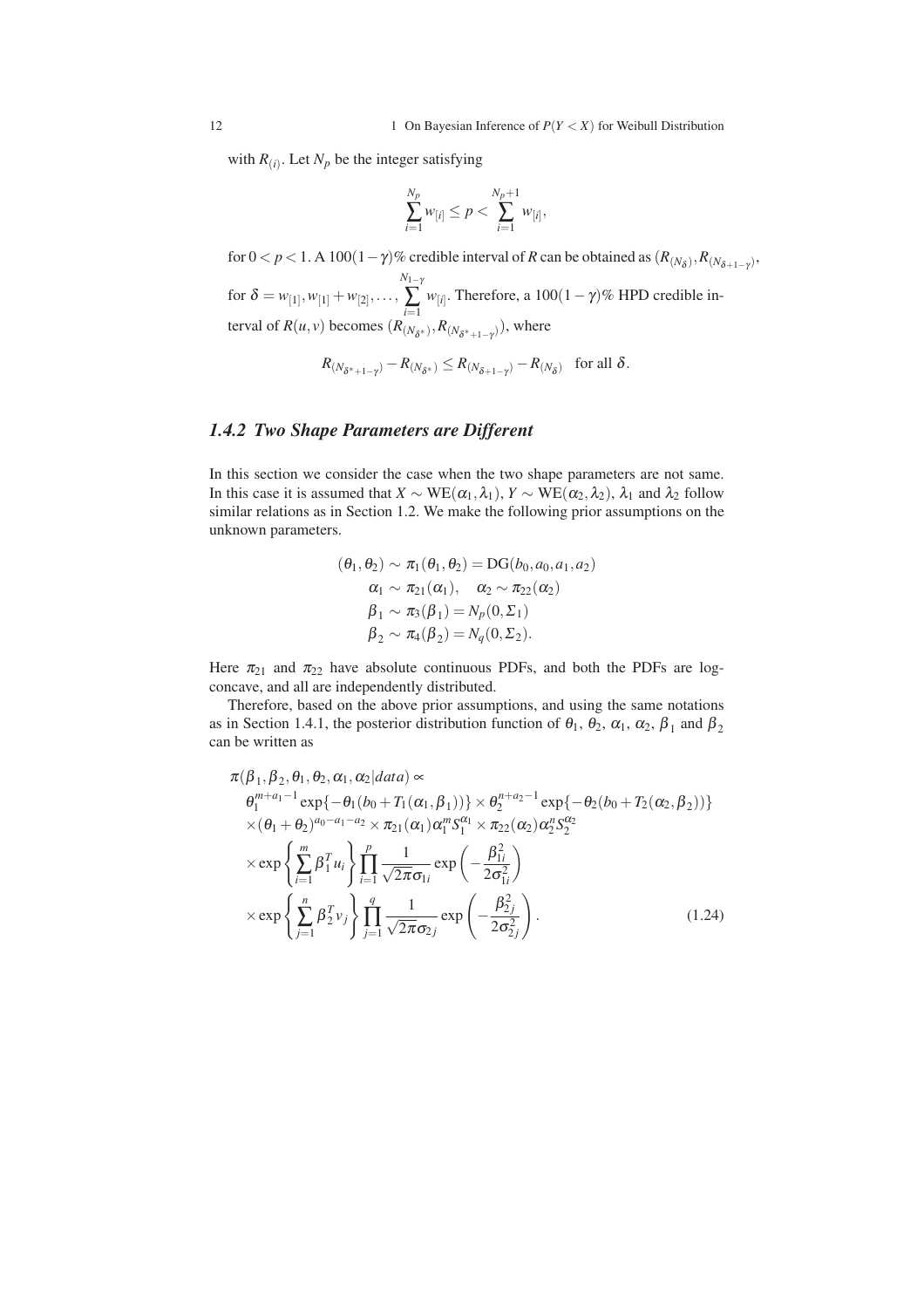with $R_{(i)}$. Let $N_p$ be the integer satisfying

$$\sum_{i=1}^{N_p} w_{[i]} \leq p < \sum_{i=1}^{N_p+1} w_{[i]},$$

for $0 < p < 1$. A $100(1-\gamma)\%$ credible interval of $R$ can be obtained as $(R_{(N_\delta)}, R_{(N_{\delta+1-\gamma})}$, for $\delta = w_{[1]}, w_{[1]} + w_{[2]}, \ldots, \sum_{i=1}^{N_{1-\gamma}} w_{[i]}$. Therefore, a $100(1-\gamma)\%$ HPD credible interval of $R(u,v)$ becomes $(R_{(N_{\delta^*})}, R_{(N_{\delta^*+1-\gamma})})$, where

$$R_{(N_{\delta^*+1-\gamma})} - R_{(N_{\delta^*})} \leq R_{(N_{\delta+1-\gamma})} - R_{(N_\delta)} \quad \text{for all } \delta.$$

### *1.4.2 Two Shape Parameters are Different*

In this section we consider the case when the two shape parameters are not same. In this case it is assumed that $X \sim \text{WE}(\alpha_1, \lambda_1)$, $Y \sim \text{WE}(\alpha_2, \lambda_2)$, $\lambda_1$ and $\lambda_2$ follow similar relations as in Section 1.2. We make the following prior assumptions on the unknown parameters.

$$\begin{aligned}
(\theta_1, \theta_2) &\sim \pi_1(\theta_1, \theta_2) = \text{DG}(b_0, a_0, a_1, a_2) \\
\alpha_1 &\sim \pi_{21}(\alpha_1), \quad \alpha_2 \sim \pi_{22}(\alpha_2) \\
\boldsymbol{\beta}_1 &\sim \pi_3(\boldsymbol{\beta}_1) = N_p(0, \Sigma_1) \\
\boldsymbol{\beta}_2 &\sim \pi_4(\boldsymbol{\beta}_2) = N_q(0, \Sigma_2).
\end{aligned}$$

Here $\pi_{21}$ and $\pi_{22}$ have absolute continuous PDFs, and both the PDFs are log-concave, and all are independently distributed.

Therefore, based on the above prior assumptions, and using the same notations as in Section 1.4.1, the posterior distribution function of $\theta_1$, $\theta_2$, $\alpha_1$, $\alpha_2$, $\boldsymbol{\beta}_1$ and $\boldsymbol{\beta}_2$ can be written as

$$\begin{aligned}
&\pi(\boldsymbol{\beta}_1, \boldsymbol{\beta}_2, \theta_1, \theta_2, \alpha_1, \alpha_2 | data) \propto \\
&\quad \theta_1^{m+a_1-1} \exp\{-\theta_1(b_0 + T_1(\alpha_1, \boldsymbol{\beta}_1))\} \times \theta_2^{n+a_2-1} \exp\{-\theta_2(b_0 + T_2(\alpha_2, \boldsymbol{\beta}_2))\} \\
&\quad \times (\theta_1 + \theta_2)^{a_0 - a_1 - a_2} \times \pi_{21}(\alpha_1) \alpha_1^m S_1^{\alpha_1} \times \pi_{22}(\alpha_2) \alpha_2^n S_2^{\alpha_2} \\
&\quad \times \exp\left\{\sum_{i=1}^m \boldsymbol{\beta}_1^T \boldsymbol{u}_i\right\} \prod_{i=1}^p \frac{1}{\sqrt{2\pi}\sigma_{1i}} \exp\left(-\frac{\beta_{1i}^2}{2\sigma_{1i}^2}\right) \\
&\quad \times \exp\left\{\sum_{j=1}^n \boldsymbol{\beta}_2^T \boldsymbol{v}_j\right\} \prod_{j=1}^q \frac{1}{\sqrt{2\pi}\sigma_{2j}} \exp\left(-\frac{\beta_{2j}^2}{2\sigma_{2j}^2}\right). \qquad (1.24)
\end{aligned}$$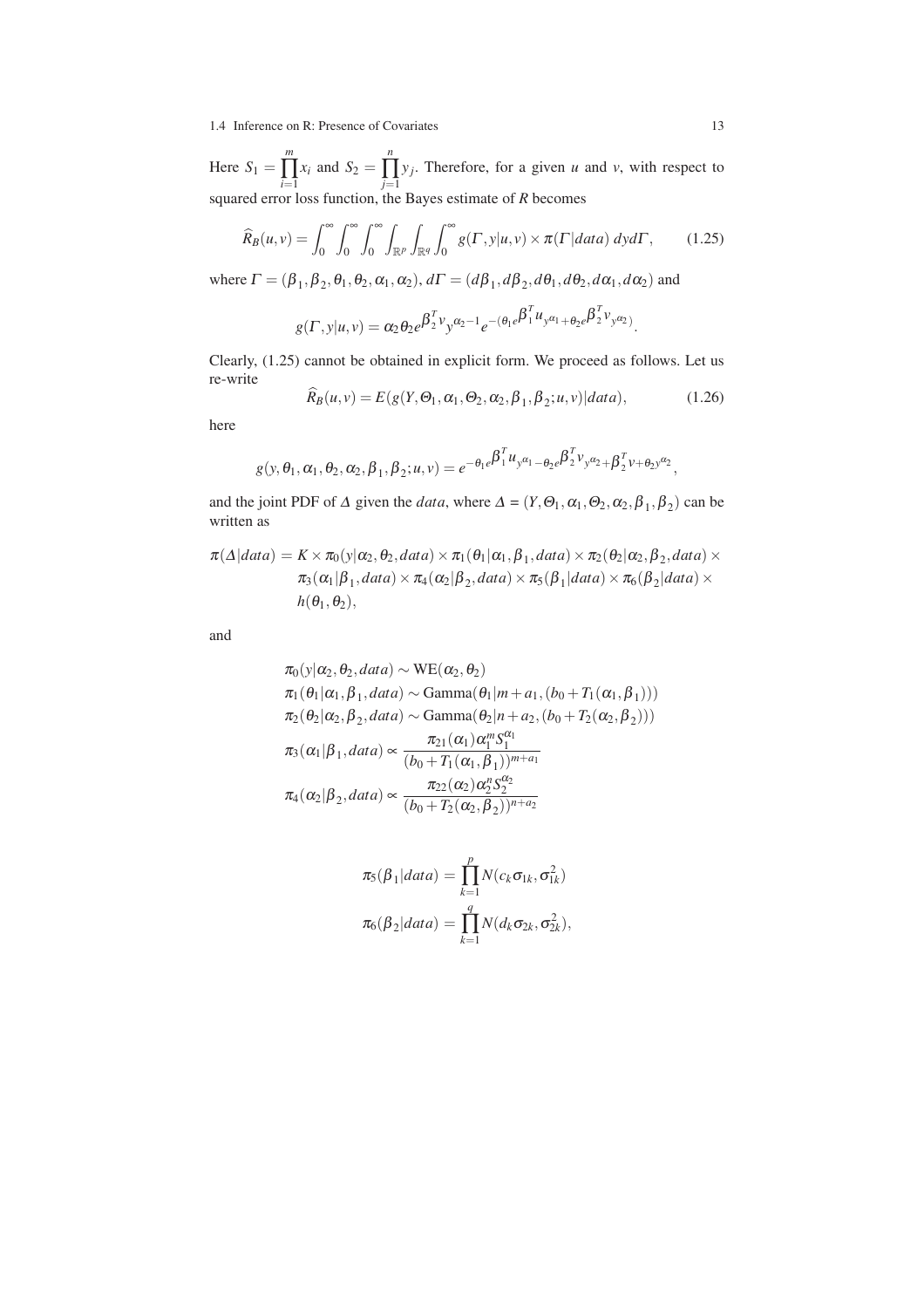Here $S_1 = \prod_{i=1}^{m} x_i$ and $S_2 = \prod_{j=1}^{n} y_j$. Therefore, for a given $u$ and $v$, with respect to squared error loss function, the Bayes estimate of $R$ becomes

$$\widehat{R}_B(u,v) = \int_0^\infty \int_0^\infty \int_0^\infty \int_{\mathbb{R}^p} \int_{\mathbb{R}^q} \int_0^\infty g(\Gamma, y|u,v) \times \pi(\Gamma|data)\, dy d\Gamma, \tag{1.25}$$

where $\Gamma = (\beta_1, \beta_2, \theta_1, \theta_2, \alpha_1, \alpha_2)$, $d\Gamma = (d\beta_1, d\beta_2, d\theta_1, d\theta_2, d\alpha_1, d\alpha_2)$ and

$$g(\Gamma, y|u,v) = \alpha_2 \theta_2 e^{\beta_2^T v} y^{\alpha_2 - 1} e^{-(\theta_1 e^{\beta_1^T u} y^{\alpha_1} + \theta_2 e^{\beta_2^T v} y^{\alpha_2})}.$$

Clearly, (1.25) cannot be obtained in explicit form. We proceed as follows. Let us re-write

$$\widehat{R}_B(u,v) = E(g(Y, \Theta_1, \alpha_1, \Theta_2, \alpha_2, \beta_1, \beta_2; u, v)|data), \tag{1.26}$$

here

$$g(y, \theta_1, \alpha_1, \theta_2, \alpha_2, \beta_1, \beta_2; u, v) = e^{-\theta_1 e^{\beta_1^T u} y^{\alpha_1} - \theta_2 e^{\beta_2^T v} y^{\alpha_2} + \beta_2^T v + \theta_2 y^{\alpha_2}},$$

and the joint PDF of $\Delta$ given the *data*, where $\Delta = (Y, \Theta_1, \alpha_1, \Theta_2, \alpha_2, \beta_1, \beta_2)$ can be written as

$$\begin{aligned}\pi(\Delta|data) = K &\times \pi_0(y|\alpha_2, \theta_2, data) \times \pi_1(\theta_1|\alpha_1, \beta_1, data) \times \pi_2(\theta_2|\alpha_2, \beta_2, data) \times \\ &\pi_3(\alpha_1|\beta_1, data) \times \pi_4(\alpha_2|\beta_2, data) \times \pi_5(\beta_1|data) \times \pi_6(\beta_2|data) \times \\ &h(\theta_1, \theta_2),\end{aligned}$$

and

$$\begin{aligned}
\pi_0(y|\alpha_2, \theta_2, data) &\sim \text{WE}(\alpha_2, \theta_2) \\
\pi_1(\theta_1|\alpha_1, \beta_1, data) &\sim \text{Gamma}(\theta_1|m + a_1, (b_0 + T_1(\alpha_1, \beta_1))) \\
\pi_2(\theta_2|\alpha_2, \beta_2, data) &\sim \text{Gamma}(\theta_2|n + a_2, (b_0 + T_2(\alpha_2, \beta_2))) \\
\pi_3(\alpha_1|\beta_1, data) &\propto \frac{\pi_{21}(\alpha_1)\alpha_1^m S_1^{\alpha_1}}{(b_0 + T_1(\alpha_1, \beta_1))^{m+a_1}} \\
\pi_4(\alpha_2|\beta_2, data) &\propto \frac{\pi_{22}(\alpha_2)\alpha_2^n S_2^{\alpha_2}}{(b_0 + T_2(\alpha_2, \beta_2))^{n+a_2}}
\end{aligned}$$

$$\begin{aligned}
\pi_5(\beta_1|data) &= \prod_{k=1}^{p} N(c_k \sigma_{1k}, \sigma_{1k}^2) \\
\pi_6(\beta_2|data) &= \prod_{k=1}^{q} N(d_k \sigma_{2k}, \sigma_{2k}^2),
\end{aligned}$$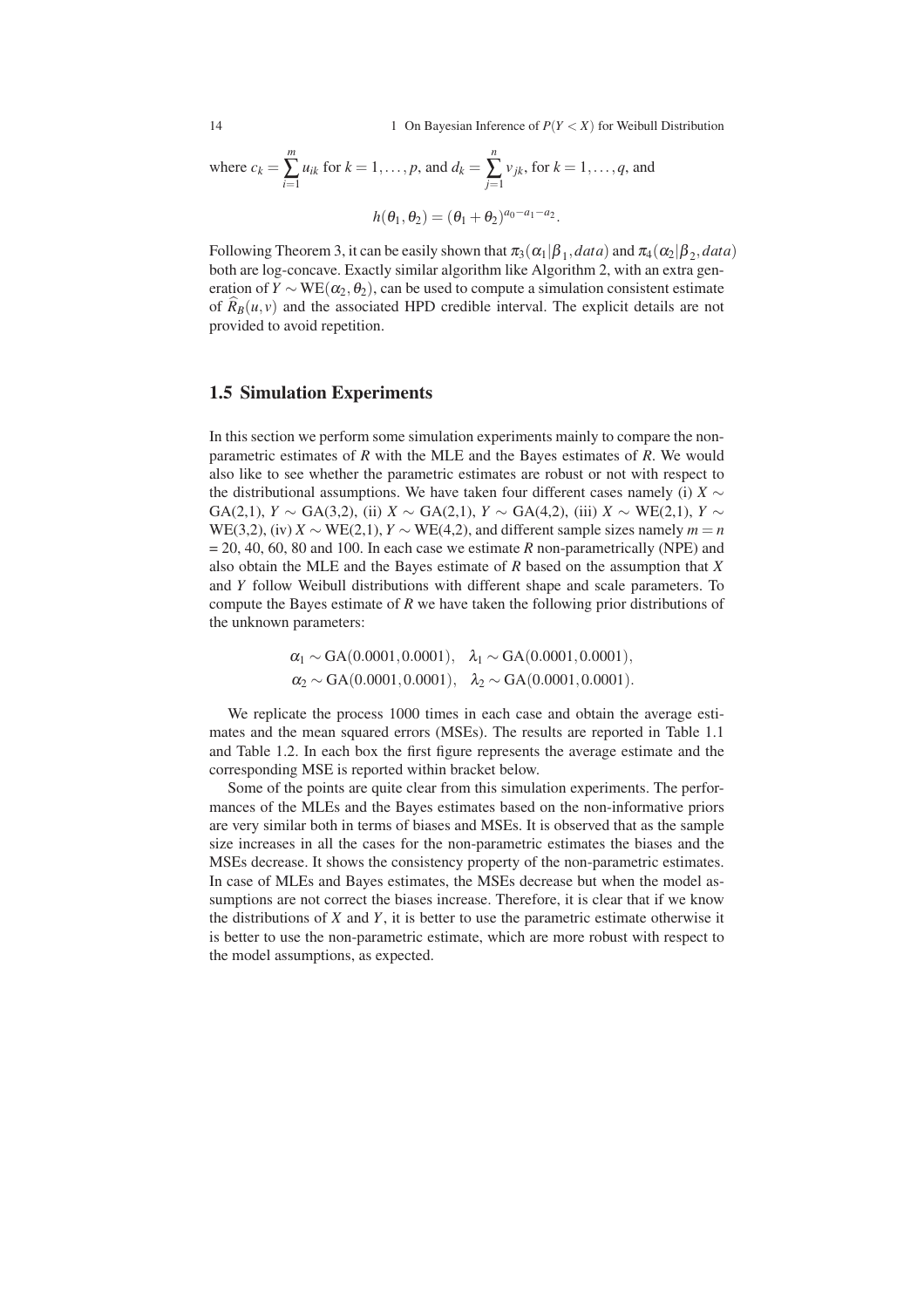where $c_k = \sum_{i=1}^{m} u_{ik}$ for $k = 1, \ldots, p$, and $d_k = \sum_{j=1}^{n} v_{jk}$, for $k = 1, \ldots, q$, and

$$h(\theta_1, \theta_2) = (\theta_1 + \theta_2)^{a_0 - a_1 - a_2}.$$

Following Theorem 3, it can be easily shown that $\pi_3(\alpha_1|\beta_1, data)$ and $\pi_4(\alpha_2|\beta_2, data)$ both are log-concave. Exactly similar algorithm like Algorithm 2, with an extra generation of $Y \sim \text{WE}(\alpha_2, \theta_2)$, can be used to compute a simulation consistent estimate of $\widehat{R}_B(u, v)$ and the associated HPD credible interval. The explicit details are not provided to avoid repetition.

## 1.5 Simulation Experiments

In this section we perform some simulation experiments mainly to compare the non-parametric estimates of $R$ with the MLE and the Bayes estimates of $R$. We would also like to see whether the parametric estimates are robust or not with respect to the distributional assumptions. We have taken four different cases namely (i) $X \sim$ GA(2,1), $Y \sim$ GA(3,2), (ii) $X \sim$ GA(2,1), $Y \sim$ GA(4,2), (iii) $X \sim$ WE(2,1), $Y \sim$ WE(3,2), (iv) $X \sim$ WE(2,1), $Y \sim$ WE(4,2), and different sample sizes namely $m = n$ = 20, 40, 60, 80 and 100. In each case we estimate $R$ non-parametrically (NPE) and also obtain the MLE and the Bayes estimate of $R$ based on the assumption that $X$ and $Y$ follow Weibull distributions with different shape and scale parameters. To compute the Bayes estimate of $R$ we have taken the following prior distributions of the unknown parameters:

$$\alpha_1 \sim \text{GA}(0.0001, 0.0001), \quad \lambda_1 \sim \text{GA}(0.0001, 0.0001),$$
$$\alpha_2 \sim \text{GA}(0.0001, 0.0001), \quad \lambda_2 \sim \text{GA}(0.0001, 0.0001).$$

We replicate the process 1000 times in each case and obtain the average estimates and the mean squared errors (MSEs). The results are reported in Table 1.1 and Table 1.2. In each box the first figure represents the average estimate and the corresponding MSE is reported within bracket below.

Some of the points are quite clear from this simulation experiments. The performances of the MLEs and the Bayes estimates based on the non-informative priors are very similar both in terms of biases and MSEs. It is observed that as the sample size increases in all the cases for the non-parametric estimates the biases and the MSEs decrease. It shows the consistency property of the non-parametric estimates. In case of MLEs and Bayes estimates, the MSEs decrease but when the model assumptions are not correct the biases increase. Therefore, it is clear that if we know the distributions of $X$ and $Y$, it is better to use the parametric estimate otherwise it is better to use the non-parametric estimate, which are more robust with respect to the model assumptions, as expected.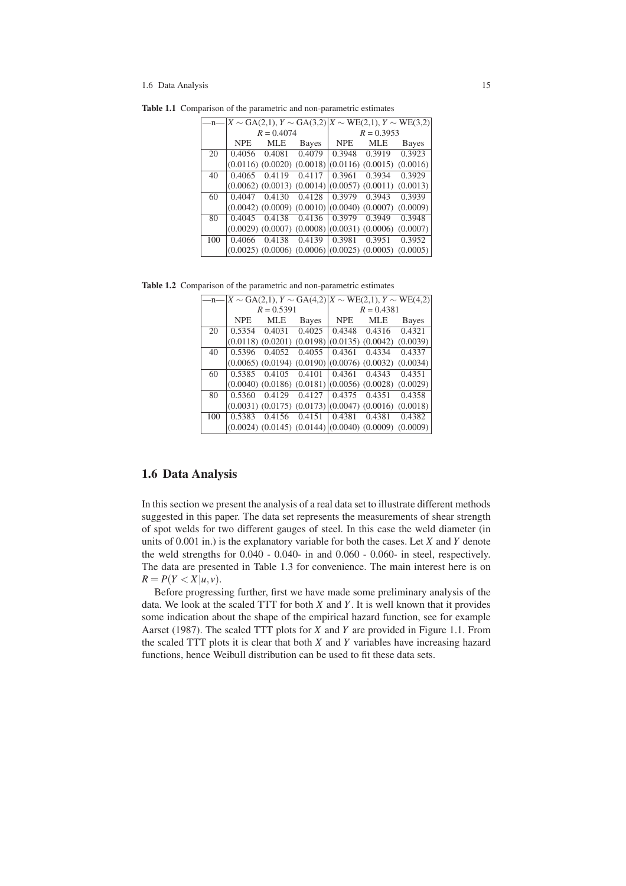**Table 1.1** Comparison of the parametric and non-parametric estimates

| —n— | $X \sim$ GA(2,1), $Y \sim$ GA(3,2) | | | $X \sim$ WE(2,1), $Y \sim$ WE(3,2) | | |
|---|---|---|---|---|---|---|
| | $R = 0.4074$ | | | $R = 0.3953$ | | |
| | NPE | MLE | Bayes | NPE | MLE | Bayes |
| 20 | 0.4056 | 0.4081 | 0.4079 | 0.3948 | 0.3919 | 0.3923 |
| | (0.0116) | (0.0020) | (0.0018) | (0.0116) | (0.0015) | (0.0016) |
| 40 | 0.4065 | 0.4119 | 0.4117 | 0.3961 | 0.3934 | 0.3929 |
| | (0.0062) | (0.0013) | (0.0014) | (0.0057) | (0.0011) | (0.0013) |
| 60 | 0.4047 | 0.4130 | 0.4128 | 0.3979 | 0.3943 | 0.3939 |
| | (0.0042) | (0.0009) | (0.0010) | (0.0040) | (0.0007) | (0.0009) |
| 80 | 0.4045 | 0.4138 | 0.4136 | 0.3979 | 0.3949 | 0.3948 |
| | (0.0029) | (0.0007) | (0.0008) | (0.0031) | (0.0006) | (0.0007) |
| 100 | 0.4066 | 0.4138 | 0.4139 | 0.3981 | 0.3951 | 0.3952 |
| | (0.0025) | (0.0006) | (0.0006) | (0.0025) | (0.0005) | (0.0005) |

**Table 1.2** Comparison of the parametric and non-parametric estimates

| —n— | $X \sim$ GA(2,1), $Y \sim$ GA(4,2) | | | $X \sim$ WE(2,1), $Y \sim$ WE(4,2) | | |
|---|---|---|---|---|---|---|
| | $R = 0.5391$ | | | $R = 0.4381$ | | |
| | NPE | MLE | Bayes | NPE | MLE | Bayes |
| 20 | 0.5354 | 0.4031 | 0.4025 | 0.4348 | 0.4316 | 0.4321 |
| | (0.0118) | (0.0201) | (0.0198) | (0.0135) | (0.0042) | (0.0039) |
| 40 | 0.5396 | 0.4052 | 0.4055 | 0.4361 | 0.4334 | 0.4337 |
| | (0.0065) | (0.0194) | (0.0190) | (0.0076) | (0.0032) | (0.0034) |
| 60 | 0.5385 | 0.4105 | 0.4101 | 0.4361 | 0.4343 | 0.4351 |
| | (0.0040) | (0.0186) | (0.0181) | (0.0056) | (0.0028) | (0.0029) |
| 80 | 0.5360 | 0.4129 | 0.4127 | 0.4375 | 0.4351 | 0.4358 |
| | (0.0031) | (0.0175) | (0.0173) | (0.0047) | (0.0016) | (0.0018) |
| 100 | 0.5383 | 0.4156 | 0.4151 | 0.4381 | 0.4381 | 0.4382 |
| | (0.0024) | (0.0145) | (0.0144) | (0.0040) | (0.0009) | (0.0009) |

## 1.6 Data Analysis

In this section we present the analysis of a real data set to illustrate different methods suggested in this paper. The data set represents the measurements of shear strength of spot welds for two different gauges of steel. In this case the weld diameter (in units of 0.001 in.) is the explanatory variable for both the cases. Let $X$ and $Y$ denote the weld strengths for 0.040 - 0.040- in and 0.060 - 0.060- in steel, respectively. The data are presented in Table 1.3 for convenience. The main interest here is on $R = P(Y < X|u, v)$.

Before progressing further, first we have made some preliminary analysis of the data. We look at the scaled TTT for both $X$ and $Y$. It is well known that it provides some indication about the shape of the empirical hazard function, see for example Aarset (1987). The scaled TTT plots for $X$ and $Y$ are provided in Figure 1.1. From the scaled TTT plots it is clear that both $X$ and $Y$ variables have increasing hazard functions, hence Weibull distribution can be used to fit these data sets.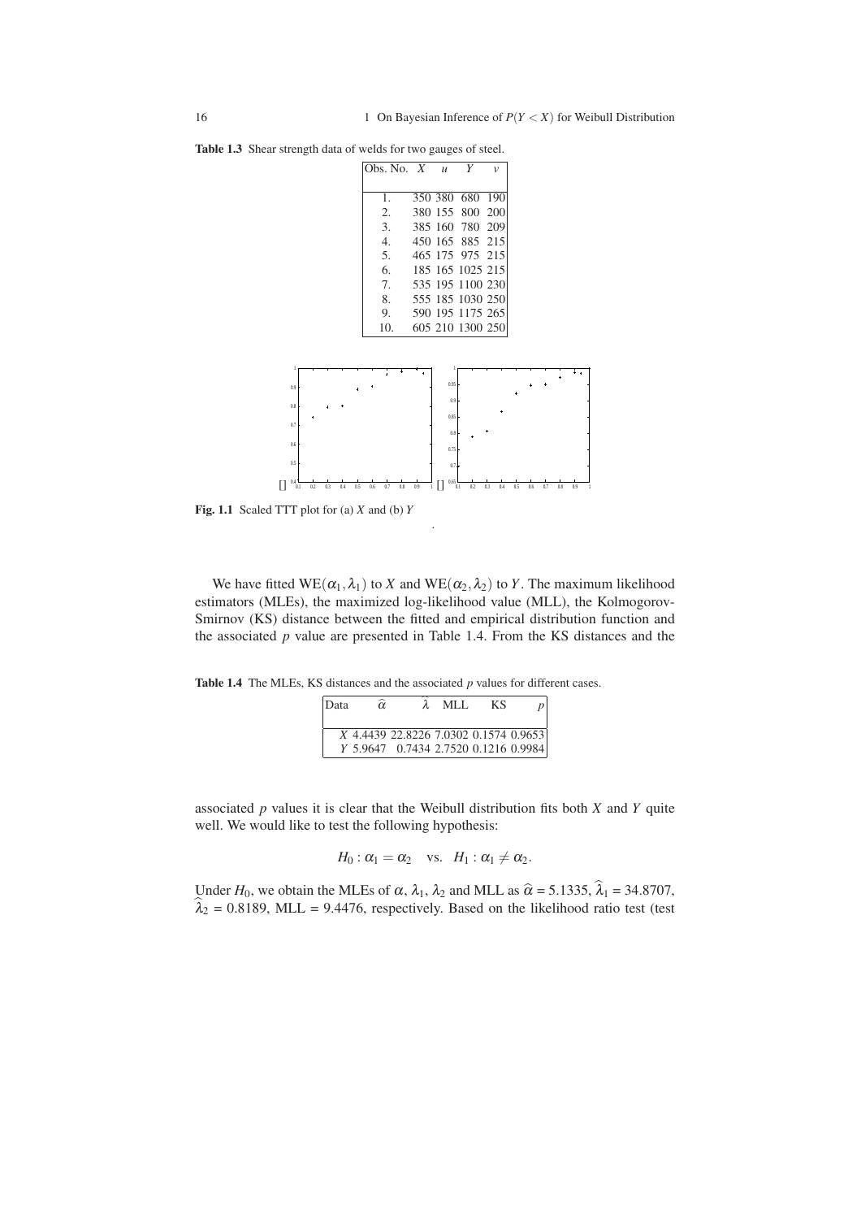**Table 1.3** Shear strength data of welds for two gauges of steel.

| Obs. No. | $X$ | $u$ | $Y$ | $v$ |
|---|---|---|---|---|
| 1. | 350 | 380 | 680 | 190 |
| 2. | 380 | 155 | 800 | 200 |
| 3. | 385 | 160 | 780 | 209 |
| 4. | 450 | 165 | 885 | 215 |
| 5. | 465 | 175 | 975 | 215 |
| 6. | 185 | 165 | 1025 | 215 |
| 7. | 535 | 195 | 1100 | 230 |
| 8. | 555 | 185 | 1030 | 250 |
| 9. | 590 | 195 | 1175 | 265 |
| 10. | 605 | 210 | 1300 | 250 |

**Fig. 1.1** Scaled TTT plot for (a) $X$ and (b) $Y$

We have fitted WE$(\alpha_1, \lambda_1)$ to $X$ and WE$(\alpha_2, \lambda_2)$ to $Y$. The maximum likelihood estimators (MLEs), the maximized log-likelihood value (MLL), the Kolmogorov-Smirnov (KS) distance between the fitted and empirical distribution function and the associated $p$ value are presented in Table 1.4. From the KS distances and the

**Table 1.4** The MLEs, KS distances and the associated $p$ values for different cases.

| Data | $\widehat{\alpha}$ | $\widehat{\lambda}$ | MLL | KS | $p$ |
|---|---|---|---|---|---|
| $X$ | 4.4439 | 22.8226 | 7.0302 | 0.1574 | 0.9653 |
| $Y$ | 5.9647 | 0.7434 | 2.7520 | 0.1216 | 0.9984 |

associated $p$ values it is clear that the Weibull distribution fits both $X$ and $Y$ quite well. We would like to test the following hypothesis:

$$H_0 : \alpha_1 = \alpha_2 \quad \text{vs.} \quad H_1 : \alpha_1 \neq \alpha_2.$$

Under $H_0$, we obtain the MLEs of $\alpha$, $\lambda_1$, $\lambda_2$ and MLL as $\widehat{\alpha}$ = 5.1335, $\widehat{\lambda}_1$ = 34.8707, $\widehat{\lambda}_2$ = 0.8189, MLL = 9.4476, respectively. Based on the likelihood ratio test (test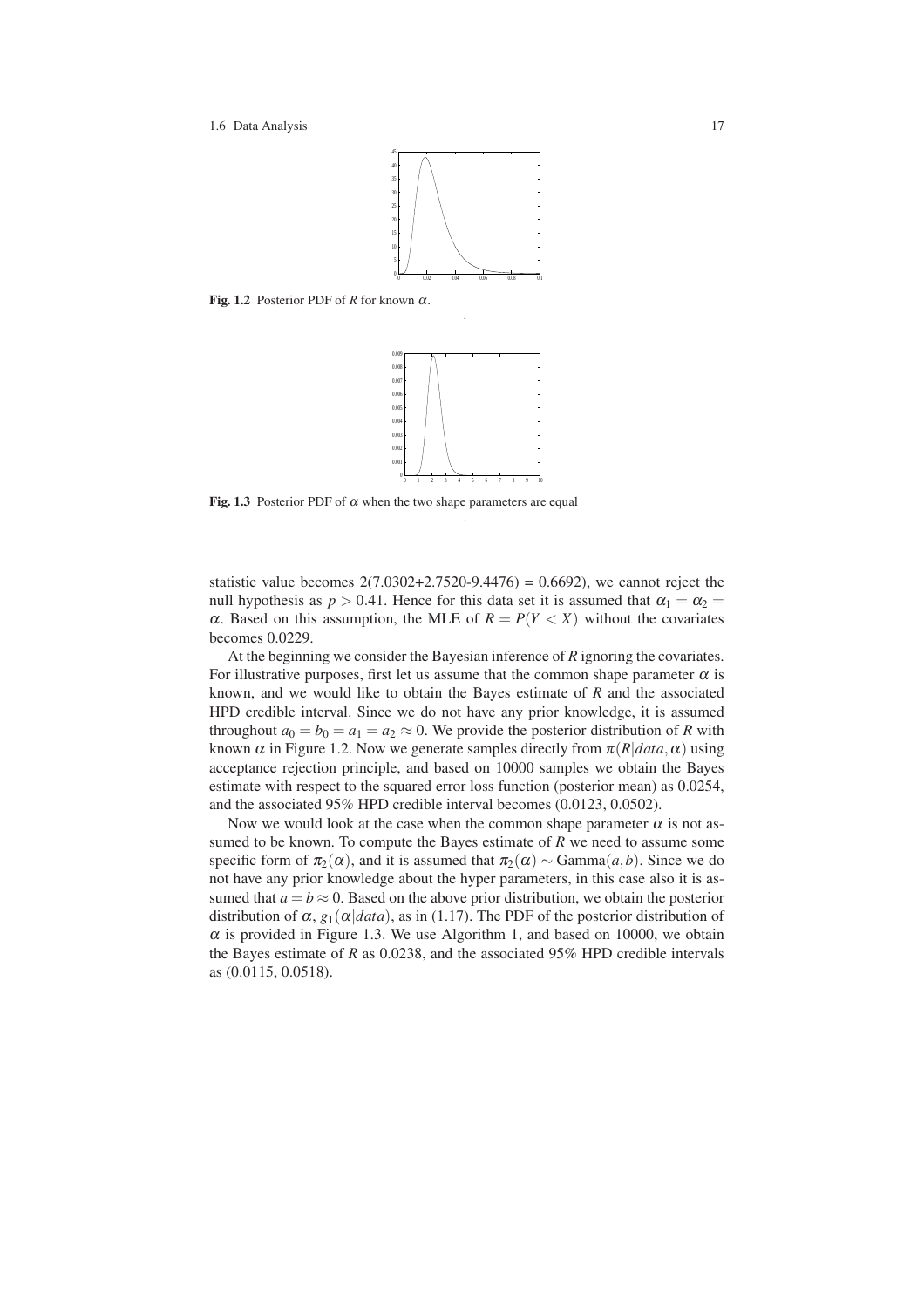Fig. 1.2 Posterior PDF of $R$ for known $\alpha$.

Fig. 1.3 Posterior PDF of $\alpha$ when the two shape parameters are equal

statistic value becomes 2(7.0302+2.7520-9.4476) = 0.6692), we cannot reject the null hypothesis as $p > 0.41$. Hence for this data set it is assumed that $\alpha_1 = \alpha_2 = \alpha$. Based on this assumption, the MLE of $R = P(Y < X)$ without the covariates becomes 0.0229.

At the beginning we consider the Bayesian inference of $R$ ignoring the covariates. For illustrative purposes, first let us assume that the common shape parameter $\alpha$ is known, and we would like to obtain the Bayes estimate of $R$ and the associated HPD credible interval. Since we do not have any prior knowledge, it is assumed throughout $a_0 = b_0 = a_1 = a_2 \approx 0$. We provide the posterior distribution of $R$ with known $\alpha$ in Figure 1.2. Now we generate samples directly from $\pi(R|data, \alpha)$ using acceptance rejection principle, and based on 10000 samples we obtain the Bayes estimate with respect to the squared error loss function (posterior mean) as 0.0254, and the associated 95% HPD credible interval becomes (0.0123, 0.0502).

Now we would look at the case when the common shape parameter $\alpha$ is not assumed to be known. To compute the Bayes estimate of $R$ we need to assume some specific form of $\pi_2(\alpha)$, and it is assumed that $\pi_2(\alpha) \sim \text{Gamma}(a, b)$. Since we do not have any prior knowledge about the hyper parameters, in this case also it is assumed that $a = b \approx 0$. Based on the above prior distribution, we obtain the posterior distribution of $\alpha$, $g_1(\alpha|data)$, as in (1.17). The PDF of the posterior distribution of $\alpha$ is provided in Figure 1.3. We use Algorithm 1, and based on 10000, we obtain the Bayes estimate of $R$ as 0.0238, and the associated 95% HPD credible intervals as (0.0115, 0.0518).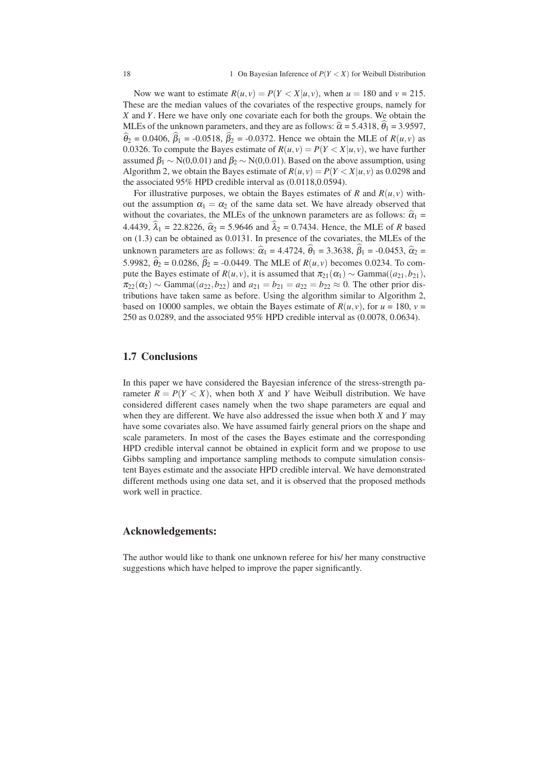Now we want to estimate $R(u,v) = P(Y < X|u,v)$, when $u = 180$ and $v = 215$. These are the median values of the covariates of the respective groups, namely for $X$ and $Y$. Here we have only one covariate each for both the groups. We obtain the MLEs of the unknown parameters, and they are as follows: $\widehat{\alpha} = 5.4318$, $\widehat{\theta}_1 = 3.9597$, $\widehat{\theta}_2 = 0.0406$, $\widehat{\beta}_1 = -0.0518$, $\widehat{\beta}_2 = -0.0372$. Hence we obtain the MLE of $R(u,v)$ as 0.0326. To compute the Bayes estimate of $R(u,v) = P(Y < X|u,v)$, we have further assumed $\beta_1 \sim N(0,0.01)$ and $\beta_2 \sim N(0,0.01)$. Based on the above assumption, using Algorithm 2, we obtain the Bayes estimate of $R(u,v) = P(Y < X|u,v)$ as 0.0298 and the associated 95% HPD credible interval as (0.0118,0.0594).

For illustrative purposes, we obtain the Bayes estimates of $R$ and $R(u,v)$ without the assumption $\alpha_1 = \alpha_2$ of the same data set. We have already observed that without the covariates, the MLEs of the unknown parameters are as follows: $\widehat{\alpha}_1 = 4.4439$, $\widehat{\lambda}_1 = 22.8226$, $\widehat{\alpha}_2 = 5.9646$ and $\widehat{\lambda}_2 = 0.7434$. Hence, the MLE of $R$ based on (1.3) can be obtained as 0.0131. In presence of the covariates, the MLEs of the unknown parameters are as follows: $\widehat{\alpha}_1 = 4.4724$, $\widehat{\theta}_1 = 3.3638$, $\widehat{\beta}_1 = -0.0453$, $\widehat{\alpha}_2 = 5.9982$, $\widehat{\theta}_2 = 0.0286$, $\widehat{\beta}_2 = -0.0449$. The MLE of $R(u,v)$ becomes 0.0234. To compute the Bayes estimate of $R(u,v)$, it is assumed that $\pi_{21}(\alpha_1) \sim \text{Gamma}((a_{21}, b_{21})$, $\pi_{22}(\alpha_2) \sim \text{Gamma}((a_{22}, b_{22})$ and $a_{21} = b_{21} = a_{22} = b_{22} \approx 0$. The other prior distributions have taken same as before. Using the algorithm similar to Algorithm 2, based on 10000 samples, we obtain the Bayes estimate of $R(u,v)$, for $u = 180$, $v = 250$ as 0.0289, and the associated 95% HPD credible interval as (0.0078, 0.0634).

## 1.7 Conclusions

In this paper we have considered the Bayesian inference of the stress-strength parameter $R = P(Y < X)$, when both $X$ and $Y$ have Weibull distribution. We have considered different cases namely when the two shape parameters are equal and when they are different. We have also addressed the issue when both $X$ and $Y$ may have some covariates also. We have assumed fairly general priors on the shape and scale parameters. In most of the cases the Bayes estimate and the corresponding HPD credible interval cannot be obtained in explicit form and we propose to use Gibbs sampling and importance sampling methods to compute simulation consistent Bayes estimate and the associate HPD credible interval. We have demonstrated different methods using one data set, and it is observed that the proposed methods work well in practice.

## Acknowledgements:

The author would like to thank one unknown referee for his/ her many constructive suggestions which have helped to improve the paper significantly.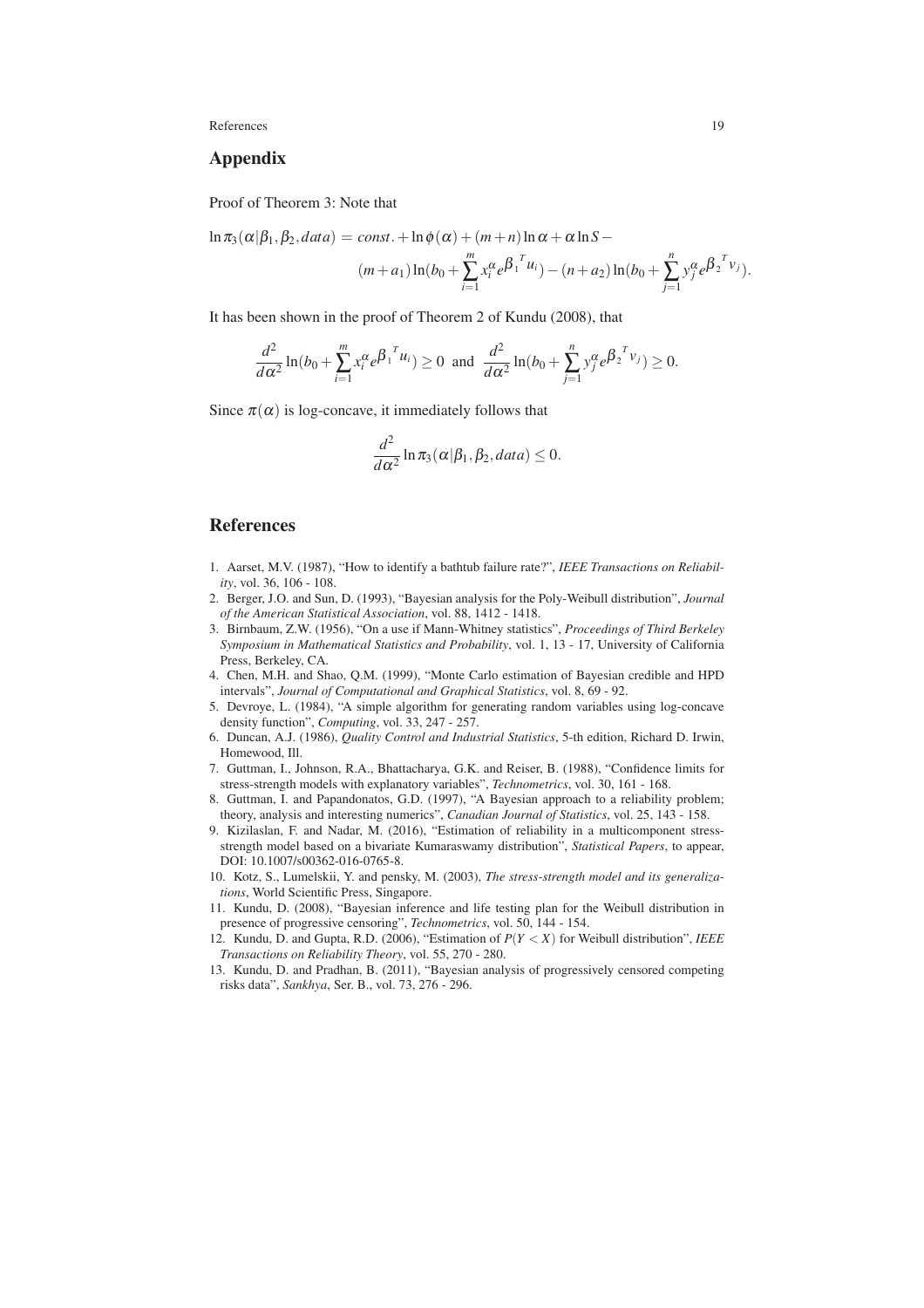## Appendix

Proof of Theorem 3: Note that

$$\ln \pi_3(\alpha|\beta_1,\beta_2,data) = const. + \ln\phi(\alpha) + (m+n)\ln\alpha + \alpha\ln S - \\ (m+a_1)\ln(b_0 + \sum_{i=1}^{m} x_i^{\alpha} e^{\beta_1{}^T u_i}) - (n+a_2)\ln(b_0 + \sum_{j=1}^{n} y_j^{\alpha} e^{\beta_2{}^T v_j}).$$

It has been shown in the proof of Theorem 2 of Kundu (2008), that

$$\frac{d^2}{d\alpha^2}\ln(b_0 + \sum_{i=1}^{m} x_i^{\alpha} e^{\beta_1{}^T u_i}) \geq 0 \;\text{ and }\; \frac{d^2}{d\alpha^2}\ln(b_0 + \sum_{j=1}^{n} y_j^{\alpha} e^{\beta_2{}^T v_j}) \geq 0.$$

Since $\pi(\alpha)$ is log-concave, it immediately follows that

$$\frac{d^2}{d\alpha^2}\ln\pi_3(\alpha|\beta_1,\beta_2,data) \leq 0.$$

## References

1. Aarset, M.V. (1987), "How to identify a bathtub failure rate?", *IEEE Transactions on Reliability*, vol. 36, 106 - 108.
2. Berger, J.O. and Sun, D. (1993), "Bayesian analysis for the Poly-Weibull distribution", *Journal of the American Statistical Association*, vol. 88, 1412 - 1418.
3. Birnbaum, Z.W. (1956), "On a use if Mann-Whitney statistics", *Proceedings of Third Berkeley Symposium in Mathematical Statistics and Probability*, vol. 1, 13 - 17, University of California Press, Berkeley, CA.
4. Chen, M.H. and Shao, Q.M. (1999), "Monte Carlo estimation of Bayesian credible and HPD intervals", *Journal of Computational and Graphical Statistics*, vol. 8, 69 - 92.
5. Devroye, L. (1984), "A simple algorithm for generating random variables using log-concave density function", *Computing*, vol. 33, 247 - 257.
6. Duncan, A.J. (1986), *Quality Control and Industrial Statistics*, 5-th edition, Richard D. Irwin, Homewood, Ill.
7. Guttman, I., Johnson, R.A., Bhattacharya, G.K. and Reiser, B. (1988), "Confidence limits for stress-strength models with explanatory variables", *Technometrics*, vol. 30, 161 - 168.
8. Guttman, I. and Papandonatos, G.D. (1997), "A Bayesian approach to a reliability problem; theory, analysis and interesting numerics", *Canadian Journal of Statistics*, vol. 25, 143 - 158.
9. Kizilaslan, F. and Nadar, M. (2016), "Estimation of reliability in a multicomponent stress-strength model based on a bivariate Kumaraswamy distribution", *Statistical Papers*, to appear, DOI: 10.1007/s00362-016-0765-8.
10. Kotz, S., Lumelskii, Y. and pensky, M. (2003), *The stress-strength model and its generalizations*, World Scientific Press, Singapore.
11. Kundu, D. (2008), "Bayesian inference and life testing plan for the Weibull distribution in presence of progressive censoring", *Technometrics*, vol. 50, 144 - 154.
12. Kundu, D. and Gupta, R.D. (2006), "Estimation of $P(Y < X)$ for Weibull distribution", *IEEE Transactions on Reliability Theory*, vol. 55, 270 - 280.
13. Kundu, D. and Pradhan, B. (2011), "Bayesian analysis of progressively censored competing risks data", *Sankhya*, Ser. B., vol. 73, 276 - 296.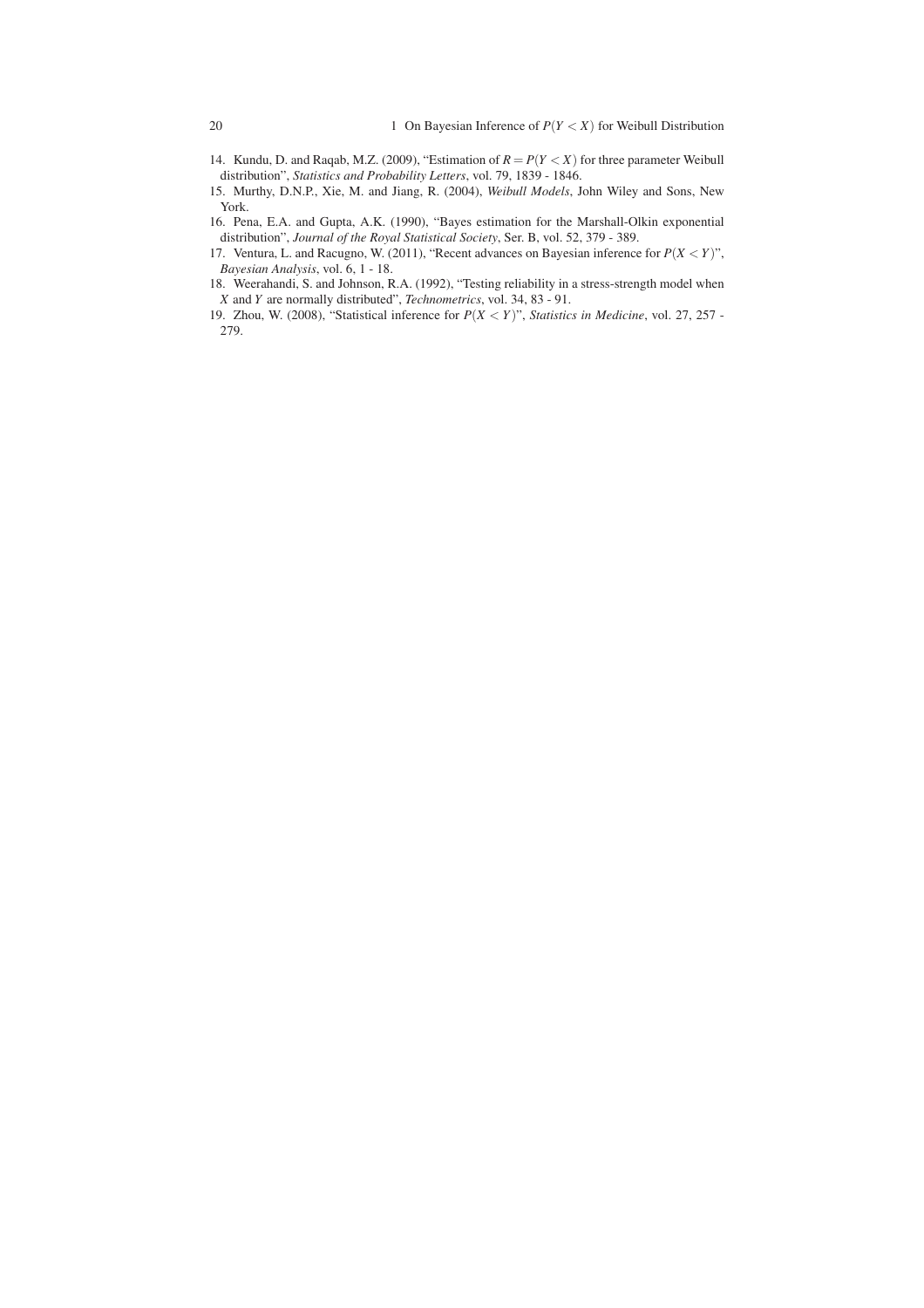14. Kundu, D. and Raqab, M.Z. (2009), "Estimation of $R = P(Y < X)$ for three parameter Weibull distribution", *Statistics and Probability Letters*, vol. 79, 1839 - 1846.
15. Murthy, D.N.P., Xie, M. and Jiang, R. (2004), *Weibull Models*, John Wiley and Sons, New York.
16. Pena, E.A. and Gupta, A.K. (1990), "Bayes estimation for the Marshall-Olkin exponential distribution", *Journal of the Royal Statistical Society*, Ser. B, vol. 52, 379 - 389.
17. Ventura, L. and Racugno, W. (2011), "Recent advances on Bayesian inference for $P(X < Y)$", *Bayesian Analysis*, vol. 6, 1 - 18.
18. Weerahandi, S. and Johnson, R.A. (1992), "Testing reliability in a stress-strength model when $X$ and $Y$ are normally distributed", *Technometrics*, vol. 34, 83 - 91.
19. Zhou, W. (2008), "Statistical inference for $P(X < Y)$", *Statistics in Medicine*, vol. 27, 257 - 279.